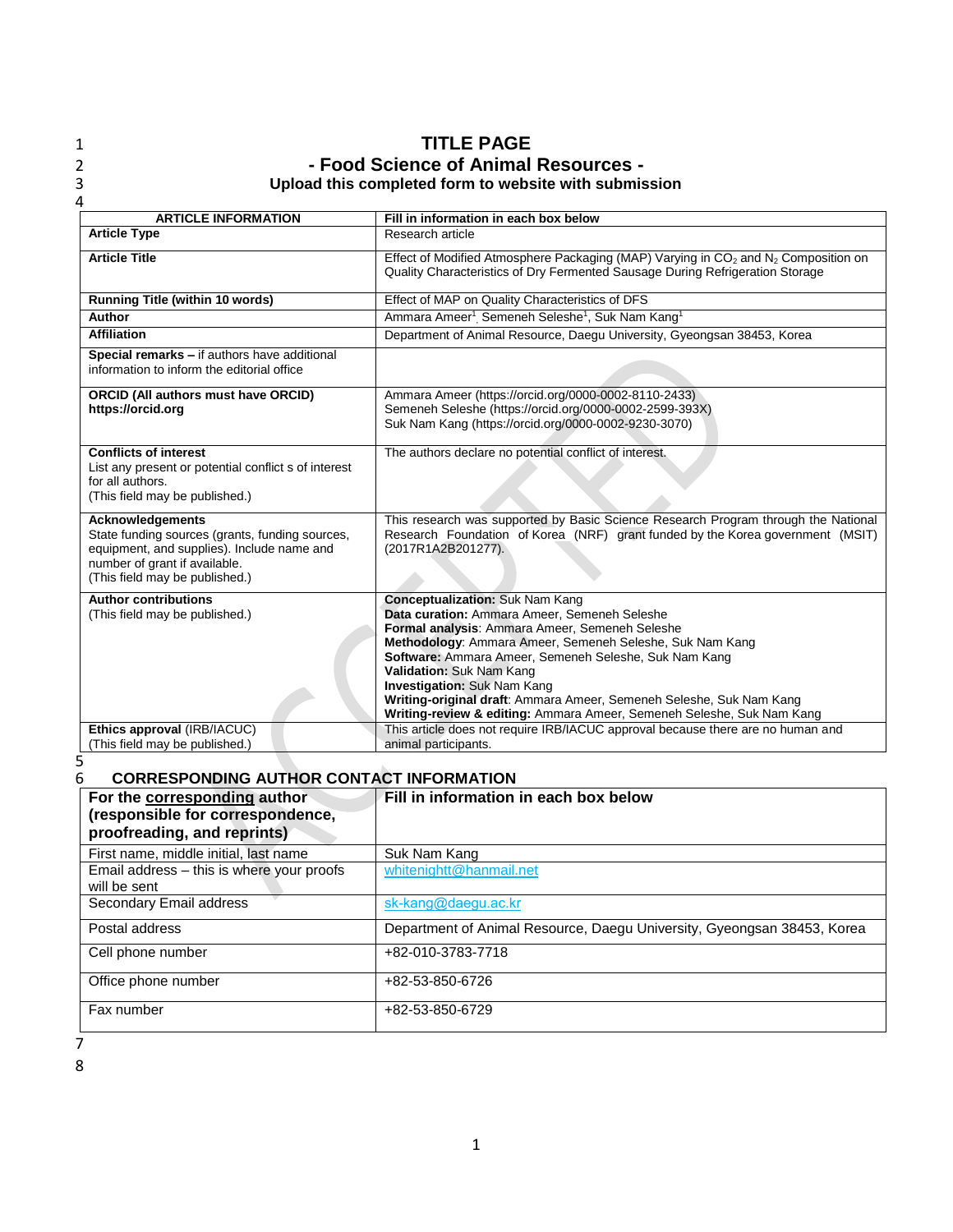# TITLE PAGE

## - Food Science of Animal Resources -

### Upload this completed form to website with submission

| ARTICLE INFORMATION | Fill in information in each box below |
|---|---|
| **Article Type** | Research article |
| **Article Title** | Effect of Modified Atmosphere Packaging (MAP) Varying in $CO_2$ and $N_2$ Composition on Quality Characteristics of Dry Fermented Sausage During Refrigeration Storage |
| **Running Title (within 10 words)** | Effect of MAP on Quality Characteristics of DFS |
| **Author** | Ammara Ameer[1], Semeneh Seleshe[1], Suk Nam Kang[1] |
| **Affiliation** | Department of Animal Resource, Daegu University, Gyeongsan 38453, Korea |
| **Special remarks –** if authors have additional information to inform the editorial office | |
| **ORCID (All authors must have ORCID) https://orcid.org** | Ammara Ameer (https://orcid.org/0000-0002-8110-2433)<br>Semeneh Seleshe (https://orcid.org/0000-0002-2599-393X)<br>Suk Nam Kang (https://orcid.org/0000-0002-9230-3070) |
| **Conflicts of interest**<br>List any present or potential conflict s of interest for all authors.<br>(This field may be published.) | The authors declare no potential conflict of interest. |
| **Acknowledgements**<br>State funding sources (grants, funding sources, equipment, and supplies). Include name and number of grant if available.<br>(This field may be published.) | This research was supported by Basic Science Research Program through the National Research Foundation of Korea (NRF) grant funded by the Korea government (MSIT) (2017R1A2B201277). |
| **Author contributions**<br>(This field may be published.) | **Conceptualization:** Suk Nam Kang<br>**Data curation:** Ammara Ameer, Semeneh Seleshe<br>**Formal analysis**: Ammara Ameer, Semeneh Seleshe<br>**Methodology**: Ammara Ameer, Semeneh Seleshe, Suk Nam Kang<br>**Software:** Ammara Ameer, Semeneh Seleshe, Suk Nam Kang<br>**Validation:** Suk Nam Kang<br>**Investigation:** Suk Nam Kang<br>**Writing-original draft**: Ammara Ameer, Semeneh Seleshe, Suk Nam Kang<br>**Writing-review & editing:** Ammara Ameer, Semeneh Seleshe, Suk Nam Kang |
| **Ethics approval** (IRB/IACUC)<br>(This field may be published.) | This article does not require IRB/IACUC approval because there are no human and animal participants. |

## CORRESPONDING AUTHOR CONTACT INFORMATION

| **For the corresponding author (responsible for correspondence, proofreading, and reprints)** | **Fill in information in each box below** |
|---|---|
| First name, middle initial, last name | Suk Nam Kang |
| Email address – this is where your proofs will be sent | whitenightt@hanmail.net |
| Secondary Email address | sk-kang@daegu.ac.kr |
| Postal address | Department of Animal Resource, Daegu University, Gyeongsan 38453, Korea |
| Cell phone number | +82-010-3783-7718 |
| Office phone number | +82-53-850-6726 |
| Fax number | +82-53-850-6729 |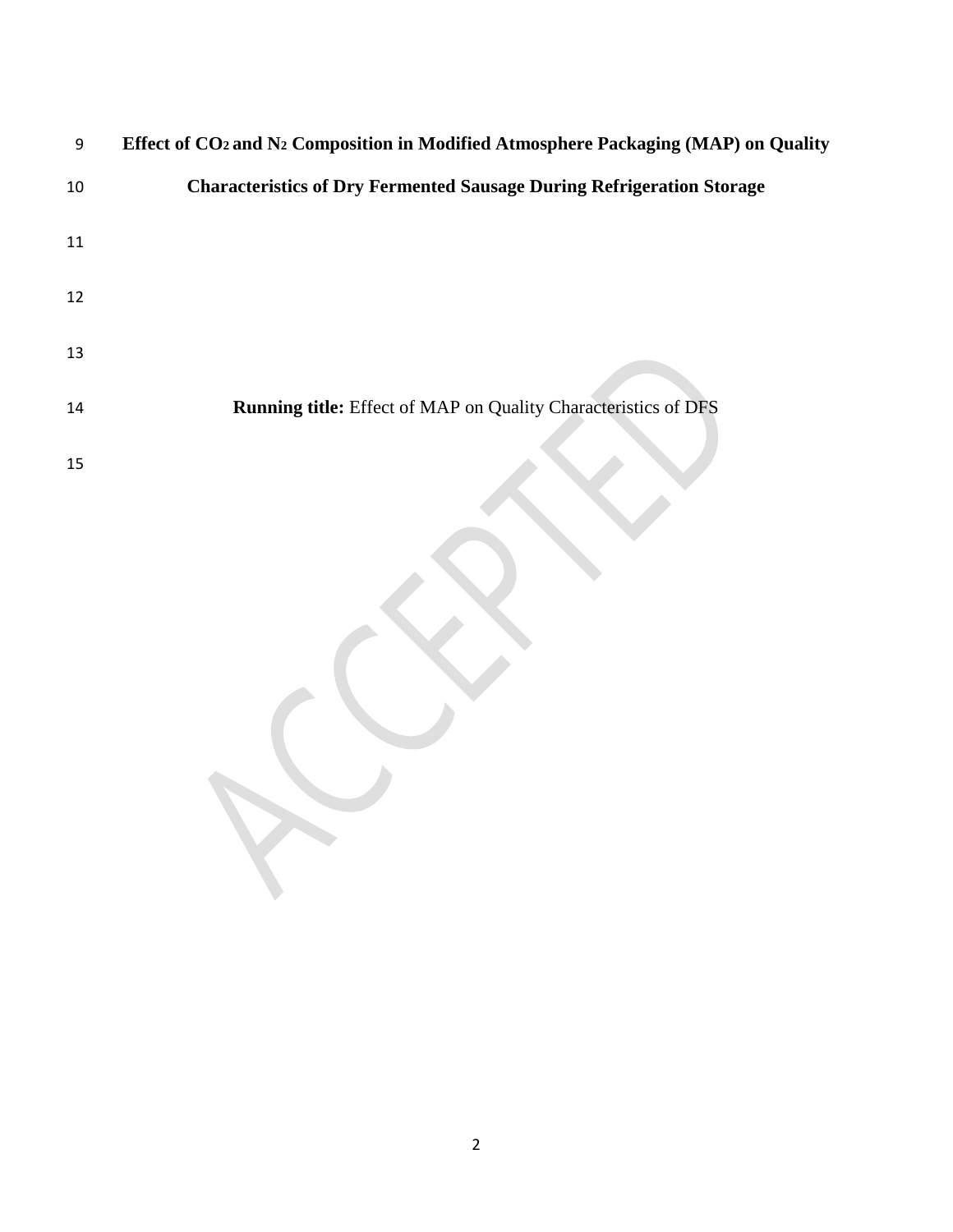# Effect of $CO_2$ and $N_2$ Composition in Modified Atmosphere Packaging (MAP) on Quality Characteristics of Dry Fermented Sausage During Refrigeration Storage

**Running title:** Effect of MAP on Quality Characteristics of DFS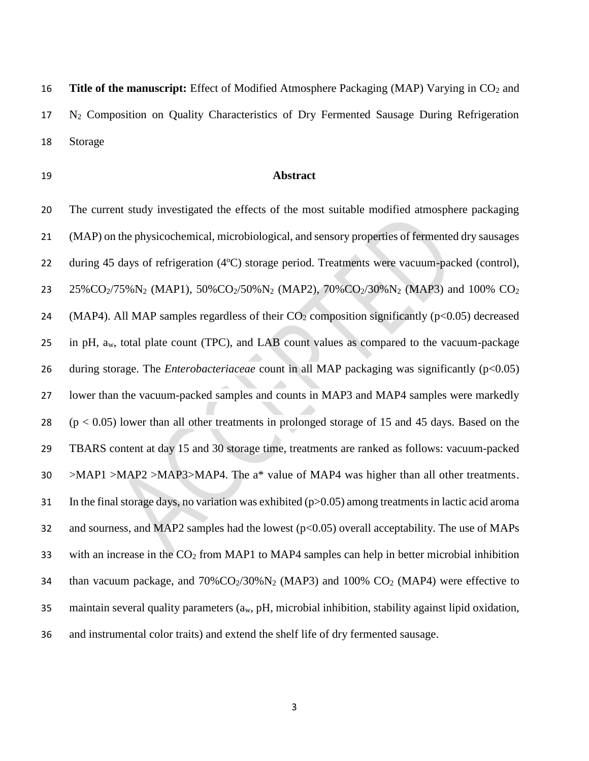**Title of the manuscript:** Effect of Modified Atmosphere Packaging (MAP) Varying in $CO_2$ and $N_2$ Composition on Quality Characteristics of Dry Fermented Sausage During Refrigeration Storage

## Abstract

The current study investigated the effects of the most suitable modified atmosphere packaging (MAP) on the physicochemical, microbiological, and sensory properties of fermented dry sausages during 45 days of refrigeration (4ºC) storage period. Treatments were vacuum-packed (control), 25%$CO_2$/75%$N_2$ (MAP1), 50%$CO_2$/50%$N_2$ (MAP2), 70%$CO_2$/30%$N_2$ (MAP3) and 100% $CO_2$ (MAP4). All MAP samples regardless of their $CO_2$ composition significantly ($p<0.05$) decreased in pH, $a_w$, total plate count (TPC), and LAB count values as compared to the vacuum-package during storage. The *Enterobacteriaceae* count in all MAP packaging was significantly ($p<0.05$) lower than the vacuum-packed samples and counts in MAP3 and MAP4 samples were markedly ($p < 0.05$) lower than all other treatments in prolonged storage of 15 and 45 days. Based on the TBARS content at day 15 and 30 storage time, treatments are ranked as follows: vacuum-packed >MAP1 >MAP2 >MAP3>MAP4. The a* value of MAP4 was higher than all other treatments. In the final storage days, no variation was exhibited ($p>0.05$) among treatments in lactic acid aroma and sourness, and MAP2 samples had the lowest ($p<0.05$) overall acceptability. The use of MAPs with an increase in the $CO_2$ from MAP1 to MAP4 samples can help in better microbial inhibition than vacuum package, and 70%$CO_2$/30%$N_2$ (MAP3) and 100% $CO_2$ (MAP4) were effective to maintain several quality parameters ($a_w$, pH, microbial inhibition, stability against lipid oxidation, and instrumental color traits) and extend the shelf life of dry fermented sausage.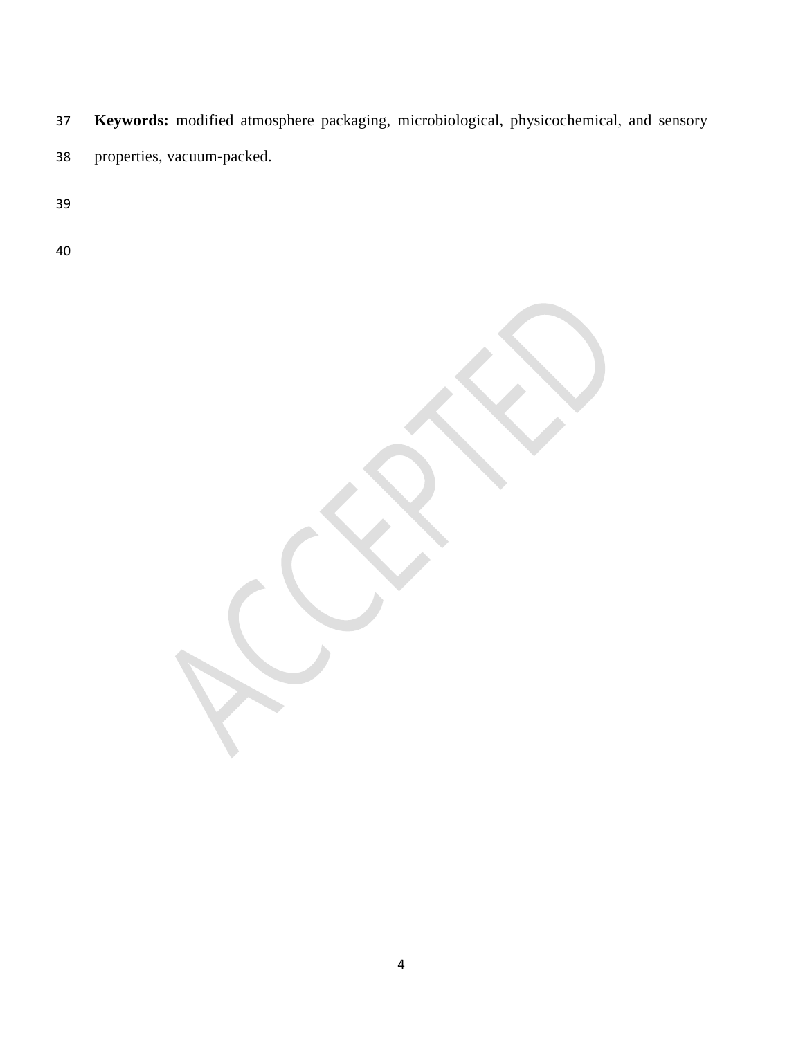**Keywords:** modified atmosphere packaging, microbiological, physicochemical, and sensory properties, vacuum-packed.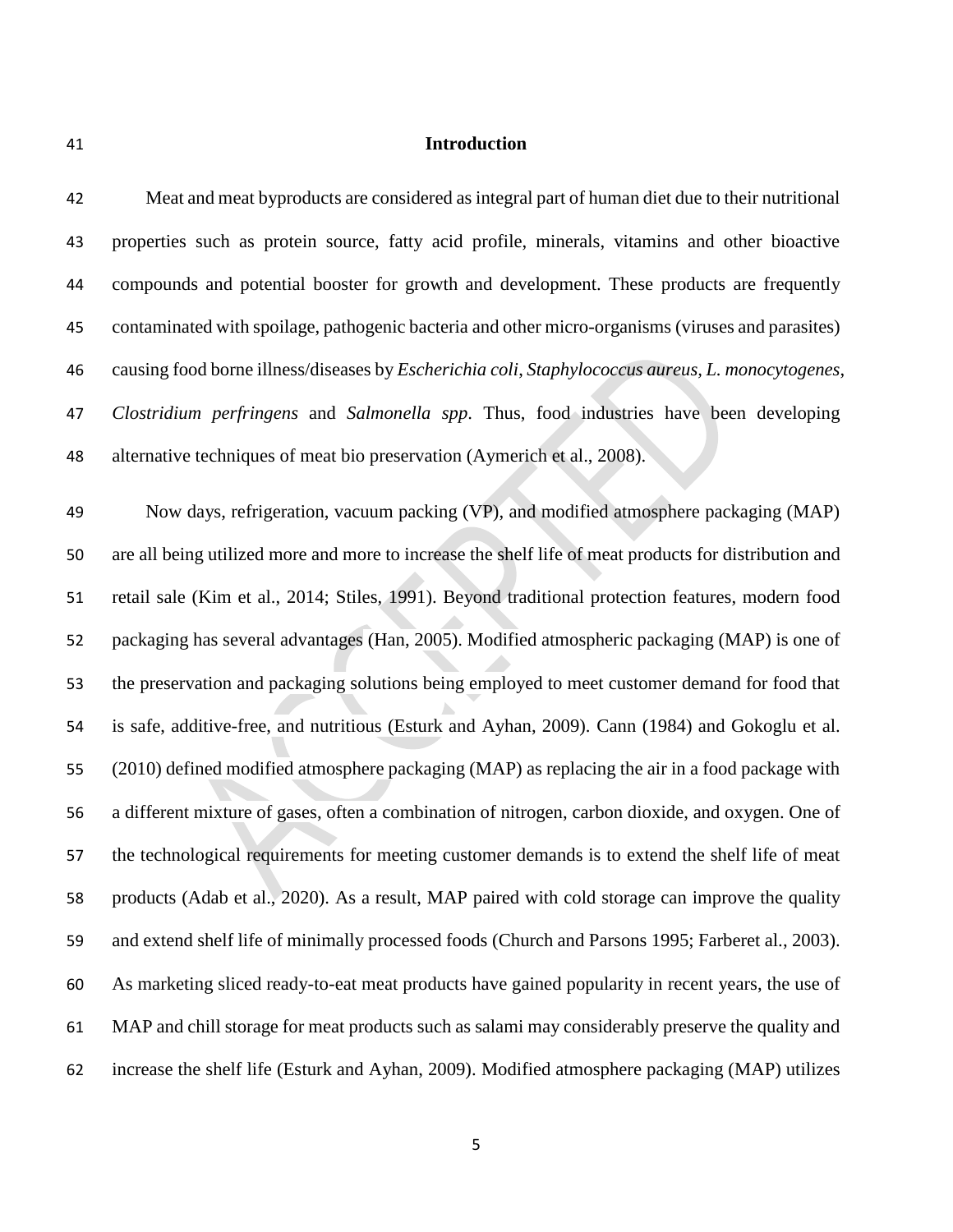## Introduction

Meat and meat byproducts are considered as integral part of human diet due to their nutritional properties such as protein source, fatty acid profile, minerals, vitamins and other bioactive compounds and potential booster for growth and development. These products are frequently contaminated with spoilage, pathogenic bacteria and other micro-organisms (viruses and parasites) causing food borne illness/diseases by *Escherichia coli*, *Staphylococcus aureus*, *L. monocytogenes*, *Clostridium perfringens* and *Salmonella spp*. Thus, food industries have been developing alternative techniques of meat bio preservation (Aymerich et al., 2008).

Now days, refrigeration, vacuum packing (VP), and modified atmosphere packaging (MAP) are all being utilized more and more to increase the shelf life of meat products for distribution and retail sale (Kim et al., 2014; Stiles, 1991). Beyond traditional protection features, modern food packaging has several advantages (Han, 2005). Modified atmospheric packaging (MAP) is one of the preservation and packaging solutions being employed to meet customer demand for food that is safe, additive-free, and nutritious (Esturk and Ayhan, 2009). Cann (1984) and Gokoglu et al. (2010) defined modified atmosphere packaging (MAP) as replacing the air in a food package with a different mixture of gases, often a combination of nitrogen, carbon dioxide, and oxygen. One of the technological requirements for meeting customer demands is to extend the shelf life of meat products (Adab et al., 2020). As a result, MAP paired with cold storage can improve the quality and extend shelf life of minimally processed foods (Church and Parsons 1995; Farberet al., 2003). As marketing sliced ready-to-eat meat products have gained popularity in recent years, the use of MAP and chill storage for meat products such as salami may considerably preserve the quality and increase the shelf life (Esturk and Ayhan, 2009). Modified atmosphere packaging (MAP) utilizes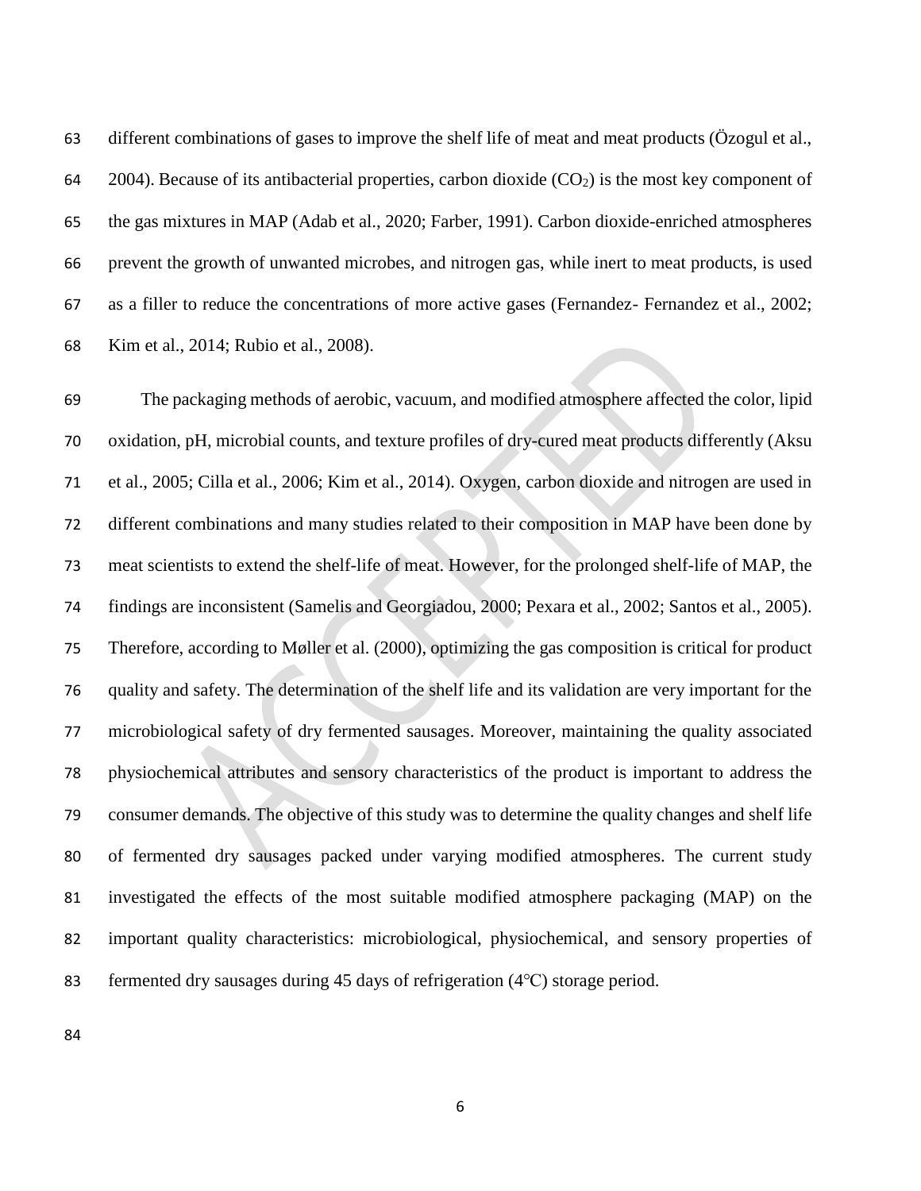different combinations of gases to improve the shelf life of meat and meat products (Özogul et al., 2004). Because of its antibacterial properties, carbon dioxide ($CO_2$) is the most key component of the gas mixtures in MAP (Adab et al., 2020; Farber, 1991). Carbon dioxide-enriched atmospheres prevent the growth of unwanted microbes, and nitrogen gas, while inert to meat products, is used as a filler to reduce the concentrations of more active gases (Fernandez- Fernandez et al., 2002; Kim et al., 2014; Rubio et al., 2008).

The packaging methods of aerobic, vacuum, and modified atmosphere affected the color, lipid oxidation, pH, microbial counts, and texture profiles of dry-cured meat products differently (Aksu et al., 2005; Cilla et al., 2006; Kim et al., 2014). Oxygen, carbon dioxide and nitrogen are used in different combinations and many studies related to their composition in MAP have been done by meat scientists to extend the shelf-life of meat. However, for the prolonged shelf-life of MAP, the findings are inconsistent (Samelis and Georgiadou, 2000; Pexara et al., 2002; Santos et al., 2005). Therefore, according to Møller et al. (2000), optimizing the gas composition is critical for product quality and safety. The determination of the shelf life and its validation are very important for the microbiological safety of dry fermented sausages. Moreover, maintaining the quality associated physiochemical attributes and sensory characteristics of the product is important to address the consumer demands. The objective of this study was to determine the quality changes and shelf life of fermented dry sausages packed under varying modified atmospheres. The current study investigated the effects of the most suitable modified atmosphere packaging (MAP) on the important quality characteristics: microbiological, physiochemical, and sensory properties of fermented dry sausages during 45 days of refrigeration (4℃) storage period.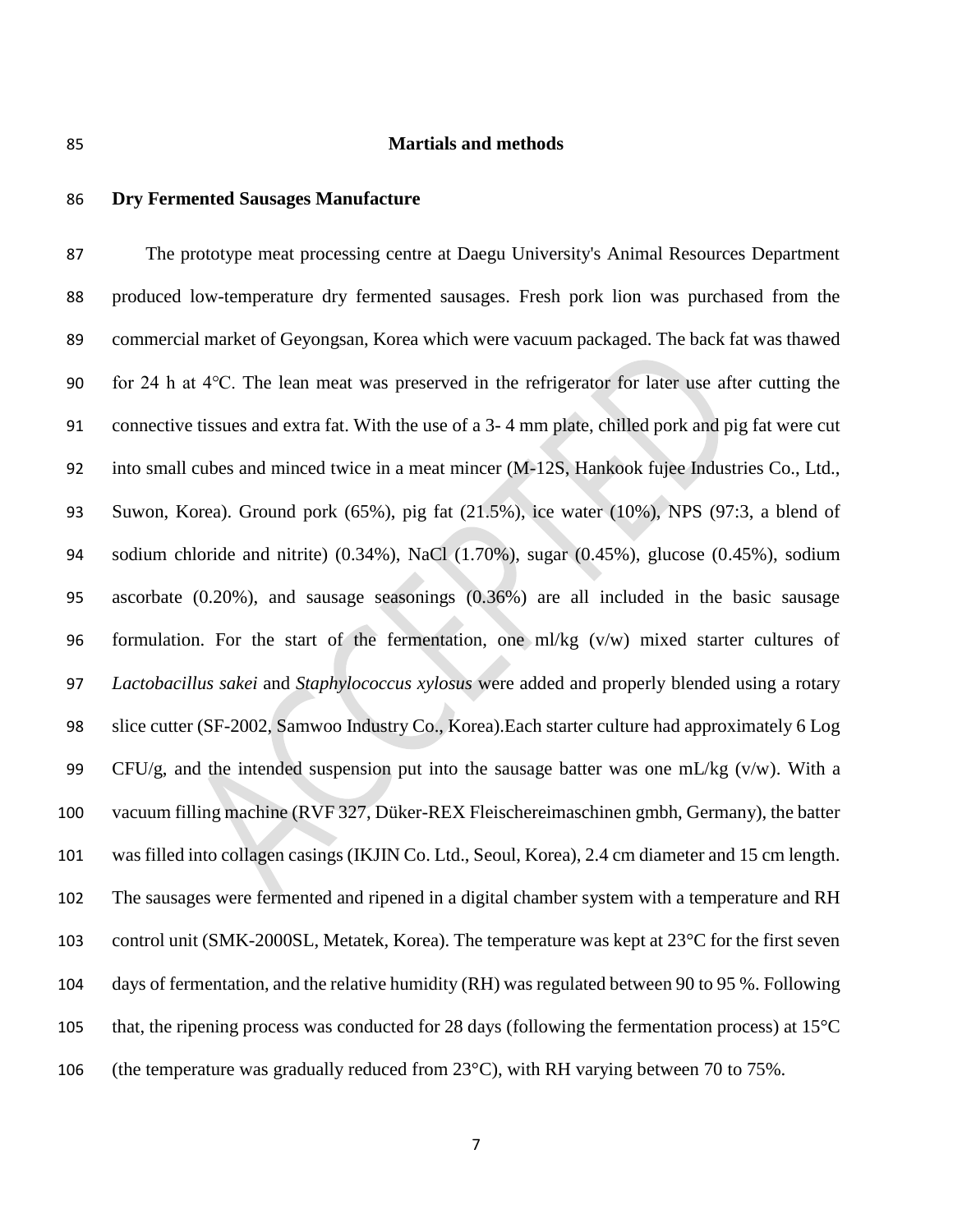## Martials and methods

### Dry Fermented Sausages Manufacture

The prototype meat processing centre at Daegu University's Animal Resources Department produced low-temperature dry fermented sausages. Fresh pork lion was purchased from the commercial market of Geyongsan, Korea which were vacuum packaged. The back fat was thawed for 24 h at 4℃. The lean meat was preserved in the refrigerator for later use after cutting the connective tissues and extra fat. With the use of a 3- 4 mm plate, chilled pork and pig fat were cut into small cubes and minced twice in a meat mincer (M-12S, Hankook fujee Industries Co., Ltd., Suwon, Korea). Ground pork (65%), pig fat (21.5%), ice water (10%), NPS (97:3, a blend of sodium chloride and nitrite) (0.34%), NaCl (1.70%), sugar (0.45%), glucose (0.45%), sodium ascorbate (0.20%), and sausage seasonings (0.36%) are all included in the basic sausage formulation. For the start of the fermentation, one ml/kg (v/w) mixed starter cultures of *Lactobacillus sakei* and *Staphylococcus xylosus* were added and properly blended using a rotary slice cutter (SF-2002, Samwoo Industry Co., Korea).Each starter culture had approximately 6 Log CFU/g, and the intended suspension put into the sausage batter was one mL/kg (v/w). With a vacuum filling machine (RVF 327, Düker-REX Fleischereimaschinen gmbh, Germany), the batter was filled into collagen casings (IKJIN Co. Ltd., Seoul, Korea), 2.4 cm diameter and 15 cm length. The sausages were fermented and ripened in a digital chamber system with a temperature and RH control unit (SMK-2000SL, Metatek, Korea). The temperature was kept at 23°C for the first seven days of fermentation, and the relative humidity (RH) was regulated between 90 to 95 %. Following that, the ripening process was conducted for 28 days (following the fermentation process) at 15°C (the temperature was gradually reduced from 23°C), with RH varying between 70 to 75%.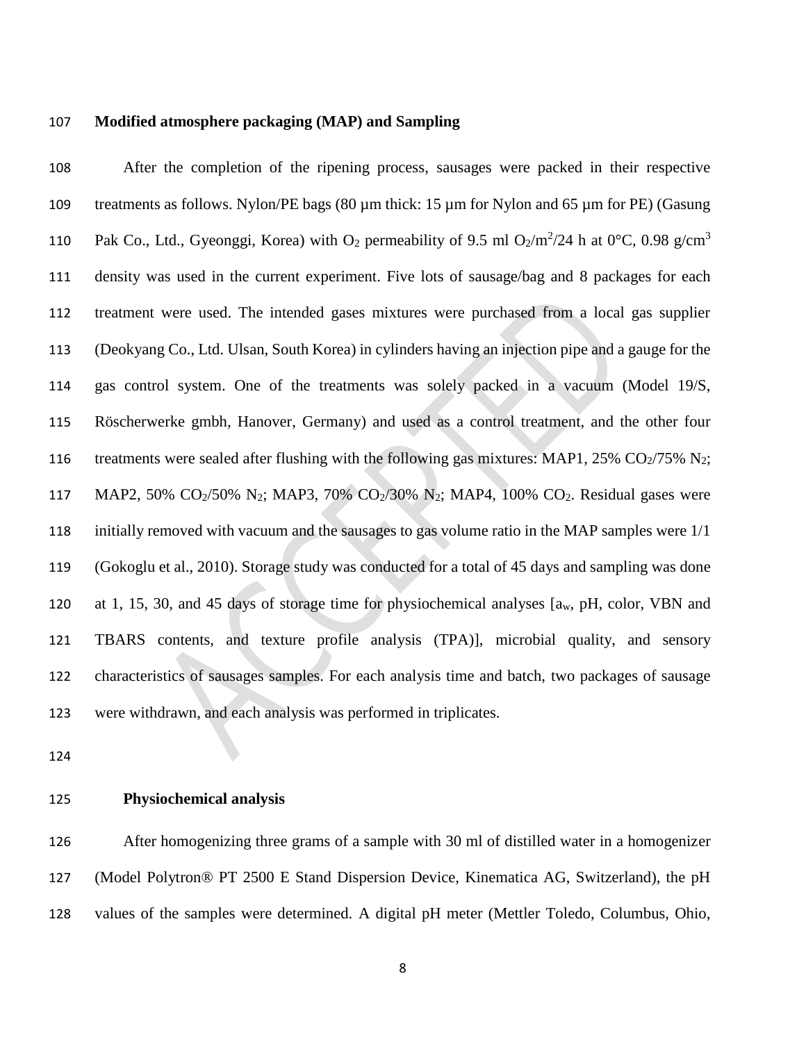### Modified atmosphere packaging (MAP) and Sampling

After the completion of the ripening process, sausages were packed in their respective treatments as follows. Nylon/PE bags (80 µm thick: 15 µm for Nylon and 65 µm for PE) (Gasung Pak Co., Ltd., Gyeonggi, Korea) with $O_2$ permeability of 9.5 ml $O_2/m^2/24$ h at 0°C, 0.98 g/cm$^3$ density was used in the current experiment. Five lots of sausage/bag and 8 packages for each treatment were used. The intended gases mixtures were purchased from a local gas supplier (Deokyang Co., Ltd. Ulsan, South Korea) in cylinders having an injection pipe and a gauge for the gas control system. One of the treatments was solely packed in a vacuum (Model 19/S, Röscherwerke gmbh, Hanover, Germany) and used as a control treatment, and the other four treatments were sealed after flushing with the following gas mixtures: MAP1, 25% $CO_2$/75% $N_2$; MAP2, 50% $CO_2$/50% $N_2$; MAP3, 70% $CO_2$/30% $N_2$; MAP4, 100% $CO_2$. Residual gases were initially removed with vacuum and the sausages to gas volume ratio in the MAP samples were 1/1 (Gokoglu et al., 2010). Storage study was conducted for a total of 45 days and sampling was done at 1, 15, 30, and 45 days of storage time for physiochemical analyses [$a_w$, pH, color, VBN and TBARS contents, and texture profile analysis (TPA)], microbial quality, and sensory characteristics of sausages samples. For each analysis time and batch, two packages of sausage were withdrawn, and each analysis was performed in triplicates.

### Physiochemical analysis

After homogenizing three grams of a sample with 30 ml of distilled water in a homogenizer (Model Polytron® PT 2500 E Stand Dispersion Device, Kinematica AG, Switzerland), the pH values of the samples were determined. A digital pH meter (Mettler Toledo, Columbus, Ohio,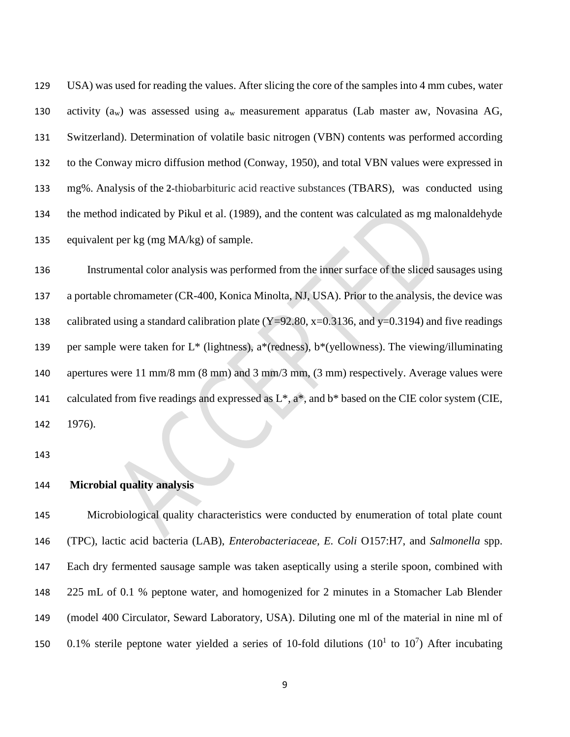USA) was used for reading the values. After slicing the core of the samples into 4 mm cubes, water activity ($a_w$) was assessed using $a_w$ measurement apparatus (Lab master aw, Novasina AG, Switzerland). Determination of volatile basic nitrogen (VBN) contents was performed according to the Conway micro diffusion method (Conway, 1950), and total VBN values were expressed in mg%. Analysis of the 2-thiobarbituric acid reactive substances (TBARS), was conducted using the method indicated by Pikul et al. (1989), and the content was calculated as mg malonaldehyde equivalent per kg (mg MA/kg) of sample.

Instrumental color analysis was performed from the inner surface of the sliced sausages using a portable chromameter (CR-400, Konica Minolta, NJ, USA). Prior to the analysis, the device was calibrated using a standard calibration plate (Y=92.80, x=0.3136, and y=0.3194) and five readings per sample were taken for L* (lightness), a*(redness), b*(yellowness). The viewing/illuminating apertures were 11 mm/8 mm (8 mm) and 3 mm/3 mm, (3 mm) respectively. Average values were calculated from five readings and expressed as L*, a*, and b* based on the CIE color system (CIE, 1976).

## Microbial quality analysis

Microbiological quality characteristics were conducted by enumeration of total plate count (TPC), lactic acid bacteria (LAB), *Enterobacteriaceae, E. Coli* O157:H7, and *Salmonella* spp. Each dry fermented sausage sample was taken aseptically using a sterile spoon, combined with 225 mL of 0.1 % peptone water, and homogenized for 2 minutes in a Stomacher Lab Blender (model 400 Circulator, Seward Laboratory, USA). Diluting one ml of the material in nine ml of 0.1% sterile peptone water yielded a series of 10-fold dilutions ($10^1$ to $10^7$) After incubating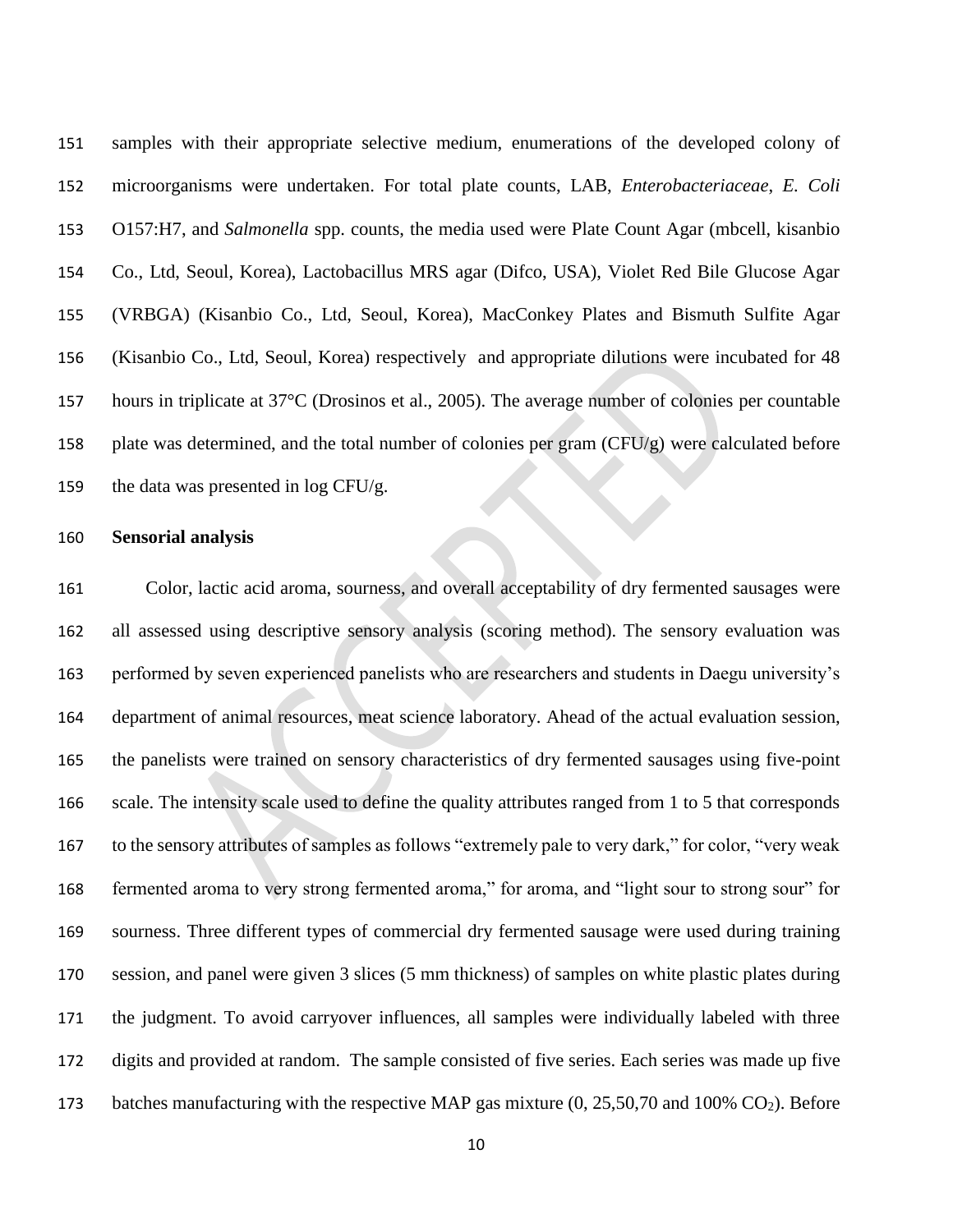samples with their appropriate selective medium, enumerations of the developed colony of microorganisms were undertaken. For total plate counts, LAB, *Enterobacteriaceae*, *E. Coli* O157:H7, and *Salmonella* spp. counts, the media used were Plate Count Agar (mbcell, kisanbio Co., Ltd, Seoul, Korea), Lactobacillus MRS agar (Difco, USA), Violet Red Bile Glucose Agar (VRBGA) (Kisanbio Co., Ltd, Seoul, Korea), MacConkey Plates and Bismuth Sulfite Agar (Kisanbio Co., Ltd, Seoul, Korea) respectively and appropriate dilutions were incubated for 48 hours in triplicate at 37°C (Drosinos et al., 2005). The average number of colonies per countable plate was determined, and the total number of colonies per gram (CFU/g) were calculated before the data was presented in log CFU/g.

**Sensorial analysis**

Color, lactic acid aroma, sourness, and overall acceptability of dry fermented sausages were all assessed using descriptive sensory analysis (scoring method). The sensory evaluation was performed by seven experienced panelists who are researchers and students in Daegu university's department of animal resources, meat science laboratory. Ahead of the actual evaluation session, the panelists were trained on sensory characteristics of dry fermented sausages using five-point scale. The intensity scale used to define the quality attributes ranged from 1 to 5 that corresponds to the sensory attributes of samples as follows "extremely pale to very dark," for color, "very weak fermented aroma to very strong fermented aroma," for aroma, and "light sour to strong sour" for sourness. Three different types of commercial dry fermented sausage were used during training session, and panel were given 3 slices (5 mm thickness) of samples on white plastic plates during the judgment. To avoid carryover influences, all samples were individually labeled with three digits and provided at random. The sample consisted of five series. Each series was made up five batches manufacturing with the respective MAP gas mixture (0, 25,50,70 and 100% $CO_2$). Before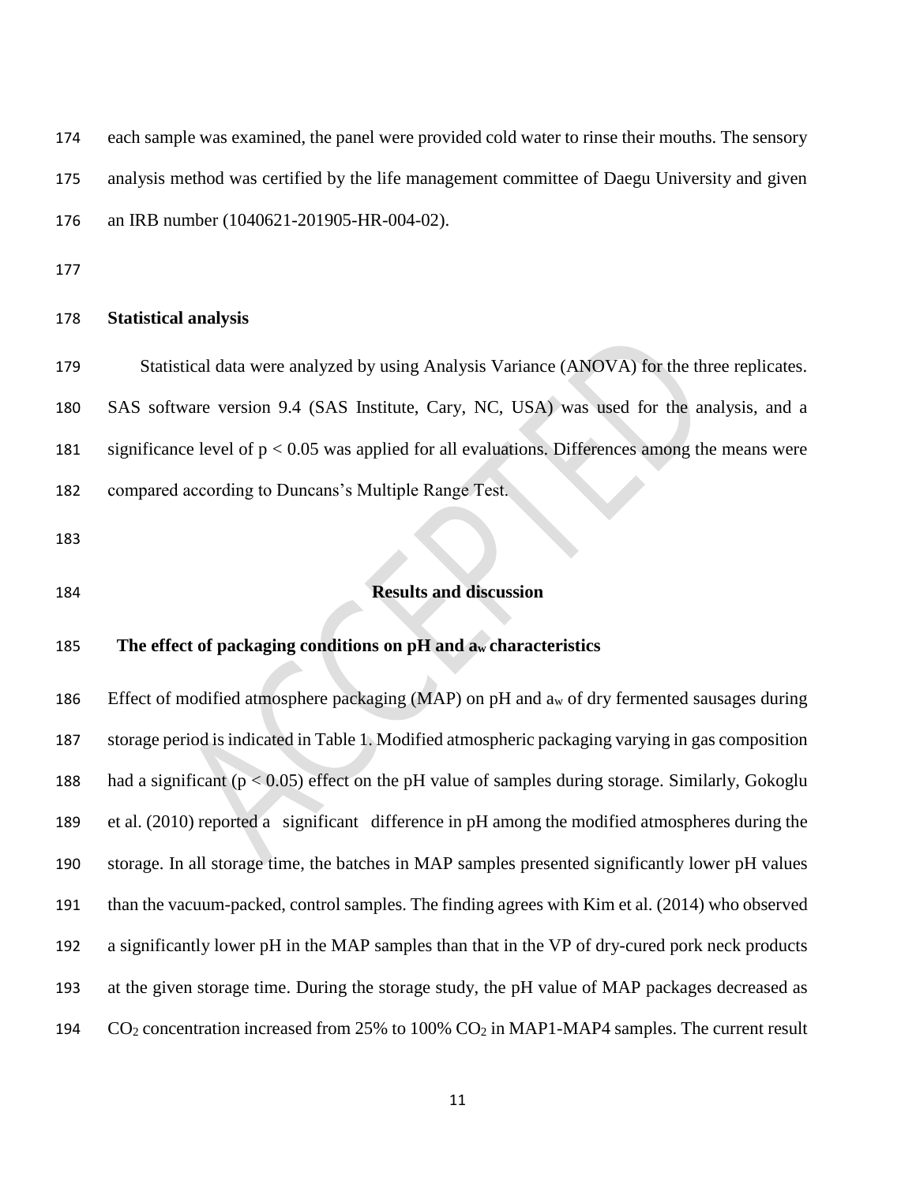each sample was examined, the panel were provided cold water to rinse their mouths. The sensory analysis method was certified by the life management committee of Daegu University and given an IRB number (1040621-201905-HR-004-02).

## Statistical analysis

Statistical data were analyzed by using Analysis Variance (ANOVA) for the three replicates. SAS software version 9.4 (SAS Institute, Cary, NC, USA) was used for the analysis, and a significance level of $p < 0.05$ was applied for all evaluations. Differences among the means were compared according to Duncans's Multiple Range Test.

# Results and discussion

## The effect of packaging conditions on pH and $a_w$ characteristics

Effect of modified atmosphere packaging (MAP) on pH and $a_w$ of dry fermented sausages during storage period is indicated in Table 1. Modified atmospheric packaging varying in gas composition had a significant ($p < 0.05$) effect on the pH value of samples during storage. Similarly, Gokoglu et al. (2010) reported a significant difference in pH among the modified atmospheres during the storage. In all storage time, the batches in MAP samples presented significantly lower pH values than the vacuum-packed, control samples. The finding agrees with Kim et al. (2014) who observed a significantly lower pH in the MAP samples than that in the VP of dry-cured pork neck products at the given storage time. During the storage study, the pH value of MAP packages decreased as $CO_2$ concentration increased from 25% to 100% $CO_2$ in MAP1-MAP4 samples. The current result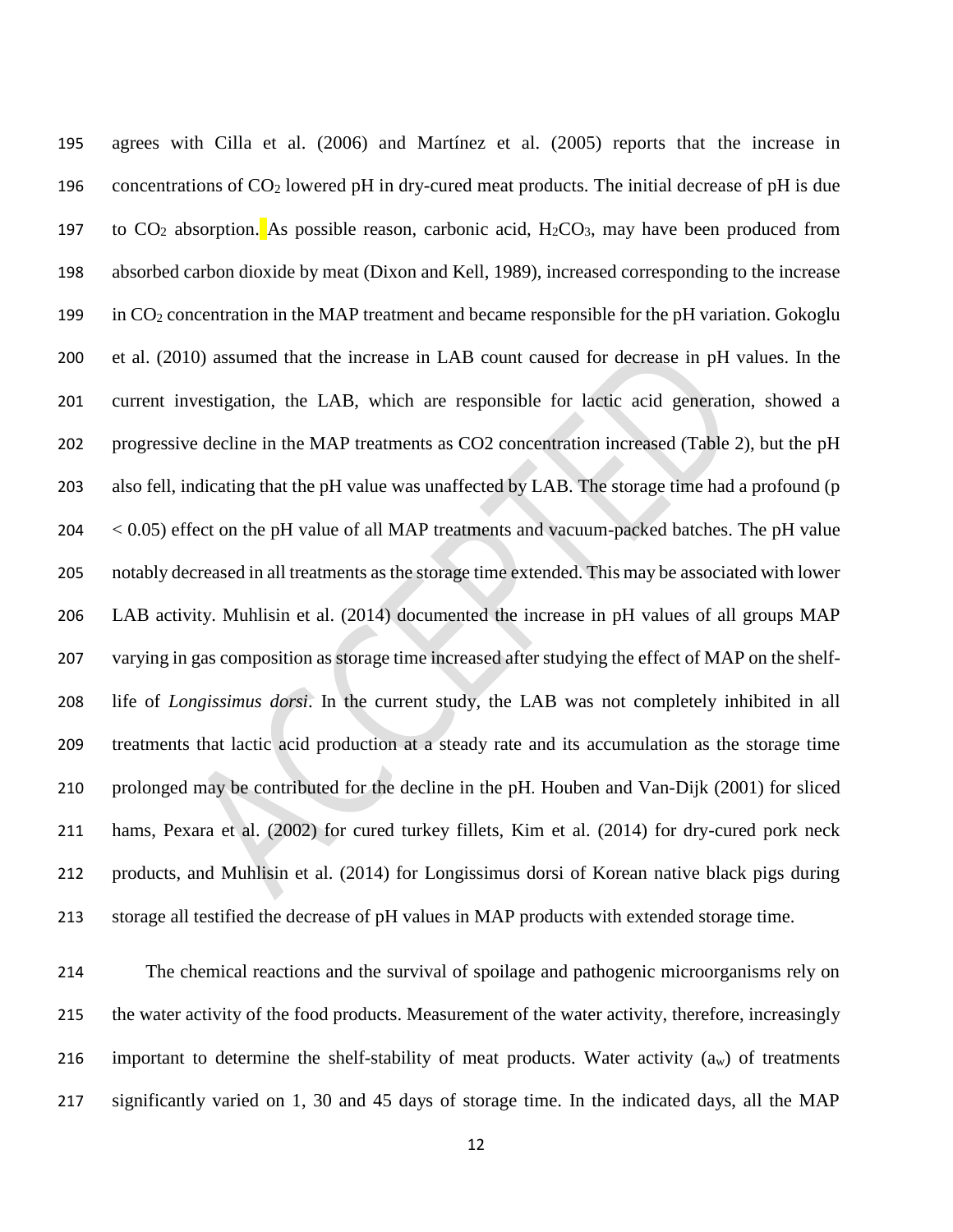agrees with Cilla et al. (2006) and Martínez et al. (2005) reports that the increase in concentrations of $CO_2$ lowered pH in dry-cured meat products. The initial decrease of pH is due to $CO_2$ absorption. As possible reason, carbonic acid, $H_2CO_3$, may have been produced from absorbed carbon dioxide by meat (Dixon and Kell, 1989), increased corresponding to the increase in $CO_2$ concentration in the MAP treatment and became responsible for the pH variation. Gokoglu et al. (2010) assumed that the increase in LAB count caused for decrease in pH values. In the current investigation, the LAB, which are responsible for lactic acid generation, showed a progressive decline in the MAP treatments as CO2 concentration increased (Table 2), but the pH also fell, indicating that the pH value was unaffected by LAB. The storage time had a profound ($p < 0.05$) effect on the pH value of all MAP treatments and vacuum-packed batches. The pH value notably decreased in all treatments as the storage time extended. This may be associated with lower LAB activity. Muhlisin et al. (2014) documented the increase in pH values of all groups MAP varying in gas composition as storage time increased after studying the effect of MAP on the shelf-life of *Longissimus dorsi*. In the current study, the LAB was not completely inhibited in all treatments that lactic acid production at a steady rate and its accumulation as the storage time prolonged may be contributed for the decline in the pH. Houben and Van-Dijk (2001) for sliced hams, Pexara et al. (2002) for cured turkey fillets, Kim et al. (2014) for dry-cured pork neck products, and Muhlisin et al. (2014) for Longissimus dorsi of Korean native black pigs during storage all testified the decrease of pH values in MAP products with extended storage time.

The chemical reactions and the survival of spoilage and pathogenic microorganisms rely on the water activity of the food products. Measurement of the water activity, therefore, increasingly important to determine the shelf-stability of meat products. Water activity ($a_w$) of treatments significantly varied on 1, 30 and 45 days of storage time. In the indicated days, all the MAP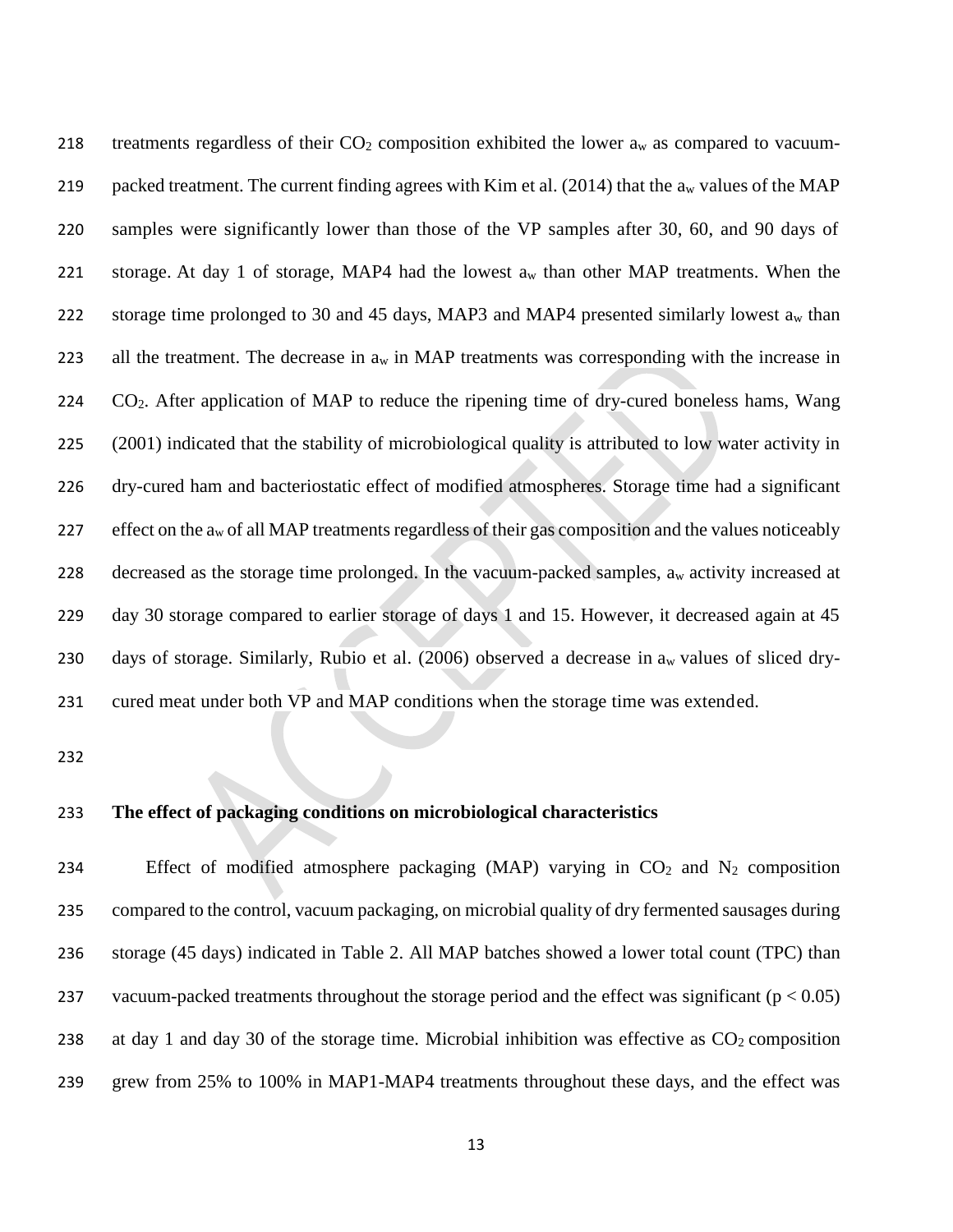treatments regardless of their $CO_2$ composition exhibited the lower $a_w$ as compared to vacuum-packed treatment. The current finding agrees with Kim et al. (2014) that the $a_w$ values of the MAP samples were significantly lower than those of the VP samples after 30, 60, and 90 days of storage. At day 1 of storage, MAP4 had the lowest $a_w$ than other MAP treatments. When the storage time prolonged to 30 and 45 days, MAP3 and MAP4 presented similarly lowest $a_w$ than all the treatment. The decrease in $a_w$ in MAP treatments was corresponding with the increase in $CO_2$. After application of MAP to reduce the ripening time of dry-cured boneless hams, Wang (2001) indicated that the stability of microbiological quality is attributed to low water activity in dry-cured ham and bacteriostatic effect of modified atmospheres. Storage time had a significant effect on the $a_w$ of all MAP treatments regardless of their gas composition and the values noticeably decreased as the storage time prolonged. In the vacuum-packed samples, $a_w$ activity increased at day 30 storage compared to earlier storage of days 1 and 15. However, it decreased again at 45 days of storage. Similarly, Rubio et al. (2006) observed a decrease in $a_w$ values of sliced dry-cured meat under both VP and MAP conditions when the storage time was extended.

## The effect of packaging conditions on microbiological characteristics

Effect of modified atmosphere packaging (MAP) varying in $CO_2$ and $N_2$ composition compared to the control, vacuum packaging, on microbial quality of dry fermented sausages during storage (45 days) indicated in Table 2. All MAP batches showed a lower total count (TPC) than vacuum-packed treatments throughout the storage period and the effect was significant ($p < 0.05$) at day 1 and day 30 of the storage time. Microbial inhibition was effective as $CO_2$ composition grew from 25% to 100% in MAP1-MAP4 treatments throughout these days, and the effect was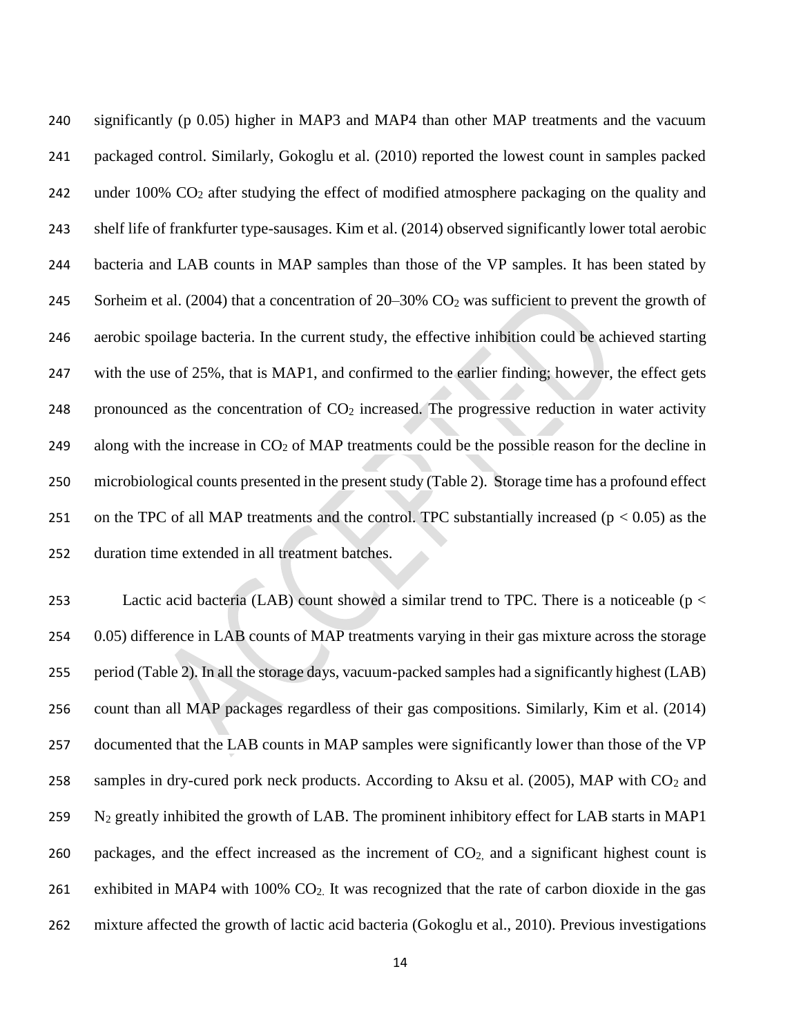significantly (p 0.05) higher in MAP3 and MAP4 than other MAP treatments and the vacuum packaged control. Similarly, Gokoglu et al. (2010) reported the lowest count in samples packed under 100% $CO_2$ after studying the effect of modified atmosphere packaging on the quality and shelf life of frankfurter type-sausages. Kim et al. (2014) observed significantly lower total aerobic bacteria and LAB counts in MAP samples than those of the VP samples. It has been stated by Sorheim et al. (2004) that a concentration of 20–30% $CO_2$ was sufficient to prevent the growth of aerobic spoilage bacteria. In the current study, the effective inhibition could be achieved starting with the use of 25%, that is MAP1, and confirmed to the earlier finding; however, the effect gets pronounced as the concentration of $CO_2$ increased. The progressive reduction in water activity along with the increase in $CO_2$ of MAP treatments could be the possible reason for the decline in microbiological counts presented in the present study (Table 2). Storage time has a profound effect on the TPC of all MAP treatments and the control. TPC substantially increased ($p < 0.05$) as the duration time extended in all treatment batches.

Lactic acid bacteria (LAB) count showed a similar trend to TPC. There is a noticeable ($p < 0.05$) difference in LAB counts of MAP treatments varying in their gas mixture across the storage period (Table 2). In all the storage days, vacuum-packed samples had a significantly highest (LAB) count than all MAP packages regardless of their gas compositions. Similarly, Kim et al. (2014) documented that the LAB counts in MAP samples were significantly lower than those of the VP samples in dry-cured pork neck products. According to Aksu et al. (2005), MAP with $CO_2$ and $N_2$ greatly inhibited the growth of LAB. The prominent inhibitory effect for LAB starts in MAP1 packages, and the effect increased as the increment of $CO_2$, and a significant highest count is exhibited in MAP4 with 100% $CO_2$. It was recognized that the rate of carbon dioxide in the gas mixture affected the growth of lactic acid bacteria (Gokoglu et al., 2010). Previous investigations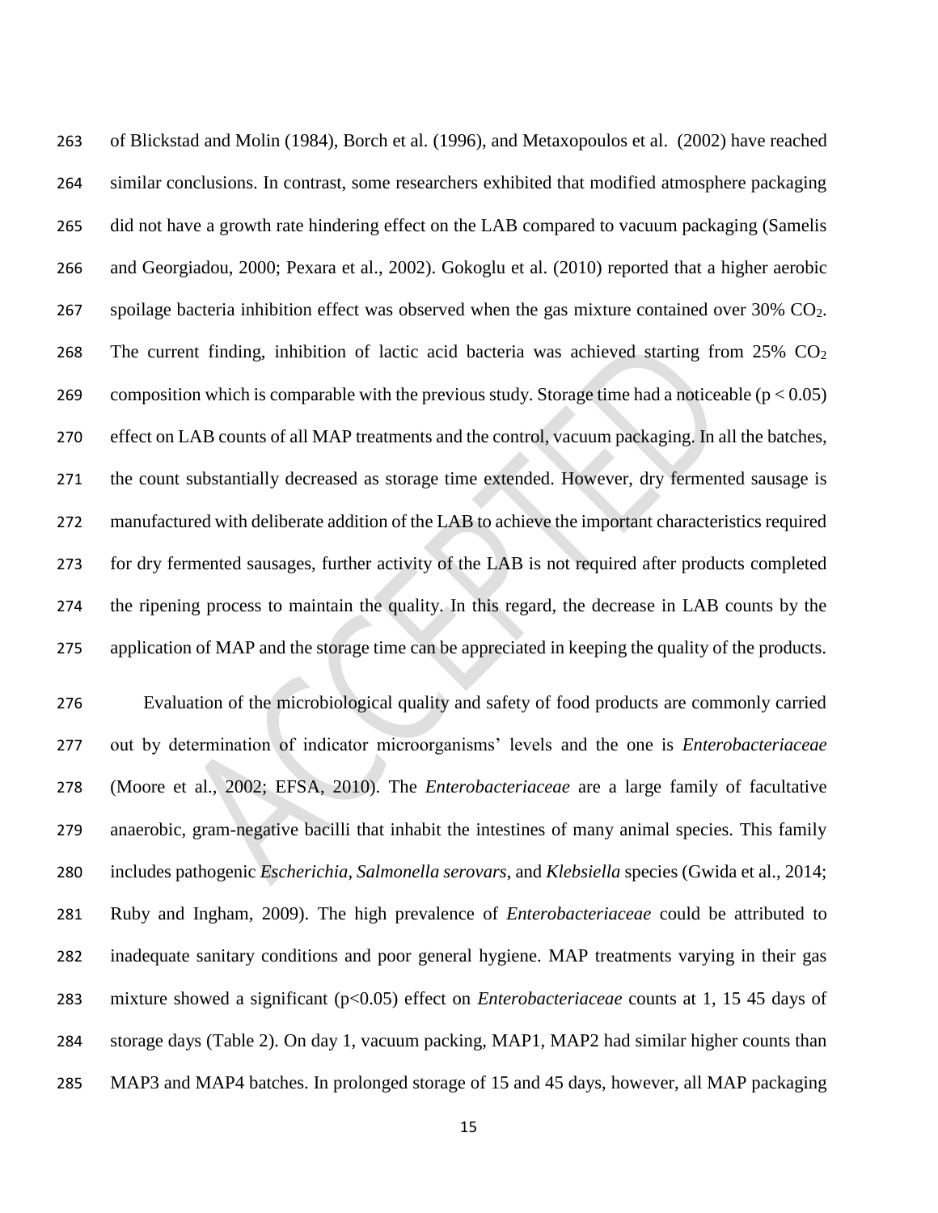of Blickstad and Molin (1984), Borch et al. (1996), and Metaxopoulos et al. (2002) have reached similar conclusions. In contrast, some researchers exhibited that modified atmosphere packaging did not have a growth rate hindering effect on the LAB compared to vacuum packaging (Samelis and Georgiadou, 2000; Pexara et al., 2002). Gokoglu et al. (2010) reported that a higher aerobic spoilage bacteria inhibition effect was observed when the gas mixture contained over 30% $CO_2$. The current finding, inhibition of lactic acid bacteria was achieved starting from 25% $CO_2$ composition which is comparable with the previous study. Storage time had a noticeable ($p < 0.05$) effect on LAB counts of all MAP treatments and the control, vacuum packaging. In all the batches, the count substantially decreased as storage time extended. However, dry fermented sausage is manufactured with deliberate addition of the LAB to achieve the important characteristics required for dry fermented sausages, further activity of the LAB is not required after products completed the ripening process to maintain the quality. In this regard, the decrease in LAB counts by the application of MAP and the storage time can be appreciated in keeping the quality of the products.

Evaluation of the microbiological quality and safety of food products are commonly carried out by determination of indicator microorganisms' levels and the one is *Enterobacteriaceae* (Moore et al., 2002; EFSA, 2010). The *Enterobacteriaceae* are a large family of facultative anaerobic, gram-negative bacilli that inhabit the intestines of many animal species. This family includes pathogenic *Escherichia*, *Salmonella serovars*, and *Klebsiella* species (Gwida et al., 2014; Ruby and Ingham, 2009). The high prevalence of *Enterobacteriaceae* could be attributed to inadequate sanitary conditions and poor general hygiene. MAP treatments varying in their gas mixture showed a significant ($p<0.05$) effect on *Enterobacteriaceae* counts at 1, 15 45 days of storage days (Table 2). On day 1, vacuum packing, MAP1, MAP2 had similar higher counts than MAP3 and MAP4 batches. In prolonged storage of 15 and 45 days, however, all MAP packaging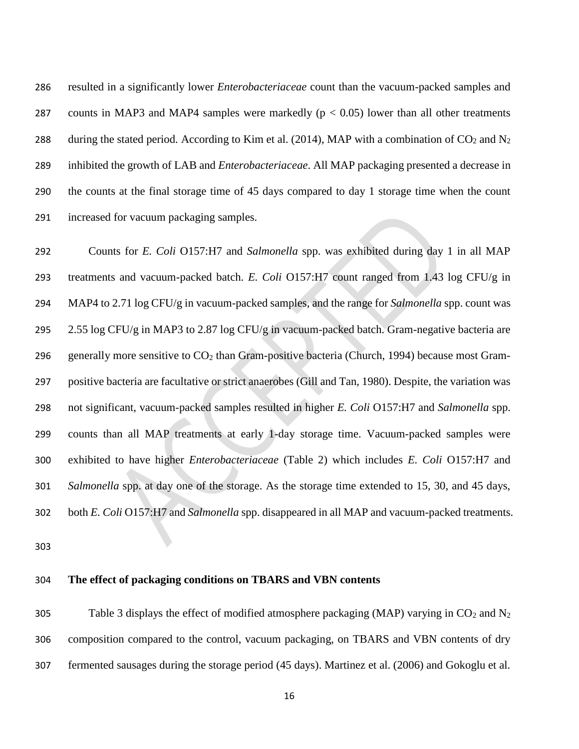resulted in a significantly lower *Enterobacteriaceae* count than the vacuum-packed samples and counts in MAP3 and MAP4 samples were markedly ($p < 0.05$) lower than all other treatments during the stated period. According to Kim et al. (2014), MAP with a combination of $CO_2$ and $N_2$ inhibited the growth of LAB and *Enterobacteriaceae*. All MAP packaging presented a decrease in the counts at the final storage time of 45 days compared to day 1 storage time when the count increased for vacuum packaging samples.

Counts for *E. Coli* O157:H7 and *Salmonella* spp. was exhibited during day 1 in all MAP treatments and vacuum-packed batch. *E. Coli* O157:H7 count ranged from 1.43 log CFU/g in MAP4 to 2.71 log CFU/g in vacuum-packed samples, and the range for *Salmonella* spp. count was 2.55 log CFU/g in MAP3 to 2.87 log CFU/g in vacuum-packed batch. Gram-negative bacteria are generally more sensitive to $CO_2$ than Gram-positive bacteria (Church, 1994) because most Gram-positive bacteria are facultative or strict anaerobes (Gill and Tan, 1980). Despite, the variation was not significant, vacuum-packed samples resulted in higher *E. Coli* O157:H7 and *Salmonella* spp. counts than all MAP treatments at early 1-day storage time. Vacuum-packed samples were exhibited to have higher *Enterobacteriaceae* (Table 2) which includes *E. Coli* O157:H7 and *Salmonella* spp. at day one of the storage. As the storage time extended to 15, 30, and 45 days, both *E. Coli* O157:H7 and *Salmonella* spp. disappeared in all MAP and vacuum-packed treatments.

**The effect of packaging conditions on TBARS and VBN contents**

Table 3 displays the effect of modified atmosphere packaging (MAP) varying in $CO_2$ and $N_2$ composition compared to the control, vacuum packaging, on TBARS and VBN contents of dry fermented sausages during the storage period (45 days). Martinez et al. (2006) and Gokoglu et al.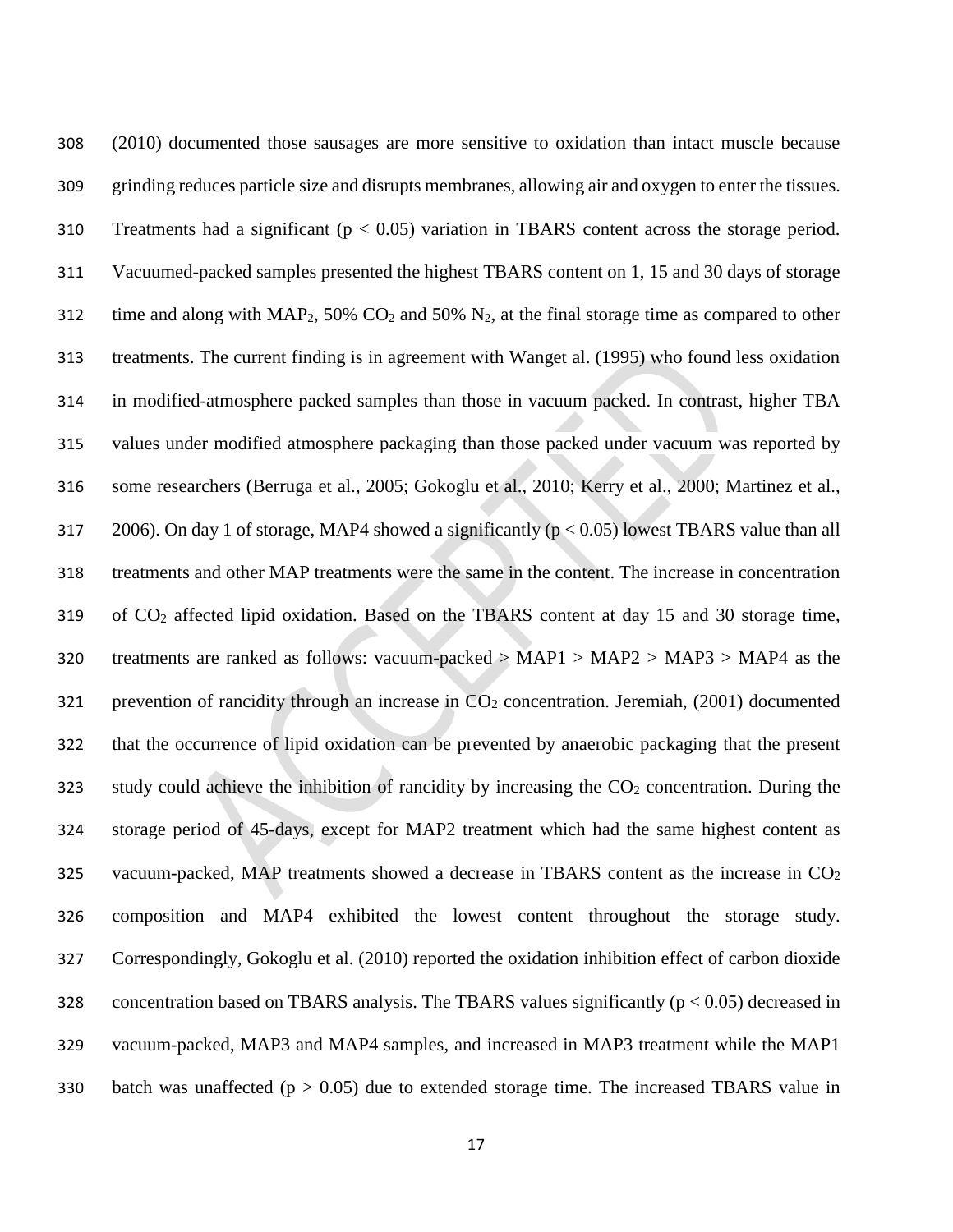(2010) documented those sausages are more sensitive to oxidation than intact muscle because grinding reduces particle size and disrupts membranes, allowing air and oxygen to enter the tissues. Treatments had a significant ($p < 0.05$) variation in TBARS content across the storage period. Vacuumed-packed samples presented the highest TBARS content on 1, 15 and 30 days of storage time and along with $MAP_2$, 50% $CO_2$ and 50% $N_2$, at the final storage time as compared to other treatments. The current finding is in agreement with Wanget al. (1995) who found less oxidation in modified-atmosphere packed samples than those in vacuum packed. In contrast, higher TBA values under modified atmosphere packaging than those packed under vacuum was reported by some researchers (Berruga et al., 2005; Gokoglu et al., 2010; Kerry et al., 2000; Martinez et al., 2006). On day 1 of storage, MAP4 showed a significantly ($p < 0.05$) lowest TBARS value than all treatments and other MAP treatments were the same in the content. The increase in concentration of $CO_2$ affected lipid oxidation. Based on the TBARS content at day 15 and 30 storage time, treatments are ranked as follows: vacuum-packed > MAP1 > MAP2 > MAP3 > MAP4 as the prevention of rancidity through an increase in $CO_2$ concentration. Jeremiah, (2001) documented that the occurrence of lipid oxidation can be prevented by anaerobic packaging that the present study could achieve the inhibition of rancidity by increasing the $CO_2$ concentration. During the storage period of 45-days, except for MAP2 treatment which had the same highest content as vacuum-packed, MAP treatments showed a decrease in TBARS content as the increase in $CO_2$ composition and MAP4 exhibited the lowest content throughout the storage study. Correspondingly, Gokoglu et al. (2010) reported the oxidation inhibition effect of carbon dioxide concentration based on TBARS analysis. The TBARS values significantly ($p < 0.05$) decreased in vacuum-packed, MAP3 and MAP4 samples, and increased in MAP3 treatment while the MAP1 batch was unaffected ($p > 0.05$) due to extended storage time. The increased TBARS value in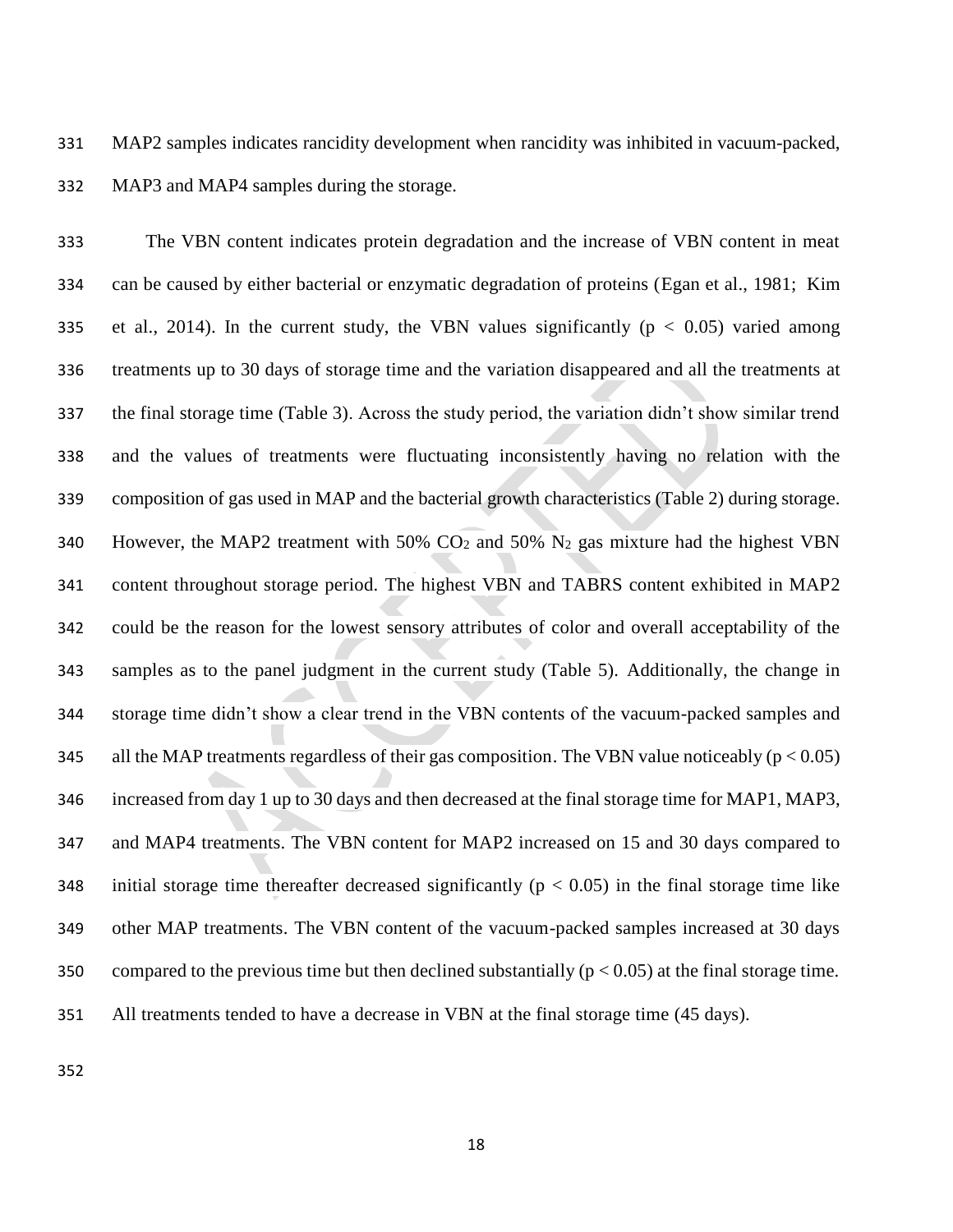MAP2 samples indicates rancidity development when rancidity was inhibited in vacuum-packed, MAP3 and MAP4 samples during the storage.

The VBN content indicates protein degradation and the increase of VBN content in meat can be caused by either bacterial or enzymatic degradation of proteins (Egan et al., 1981; Kim et al., 2014). In the current study, the VBN values significantly ($p < 0.05$) varied among treatments up to 30 days of storage time and the variation disappeared and all the treatments at the final storage time (Table 3). Across the study period, the variation didn't show similar trend and the values of treatments were fluctuating inconsistently having no relation with the composition of gas used in MAP and the bacterial growth characteristics (Table 2) during storage. However, the MAP2 treatment with 50% $CO_2$ and 50% $N_2$ gas mixture had the highest VBN content throughout storage period. The highest VBN and TABRS content exhibited in MAP2 could be the reason for the lowest sensory attributes of color and overall acceptability of the samples as to the panel judgment in the current study (Table 5). Additionally, the change in storage time didn't show a clear trend in the VBN contents of the vacuum-packed samples and all the MAP treatments regardless of their gas composition. The VBN value noticeably ($p < 0.05$) increased from day 1 up to 30 days and then decreased at the final storage time for MAP1, MAP3, and MAP4 treatments. The VBN content for MAP2 increased on 15 and 30 days compared to initial storage time thereafter decreased significantly ($p < 0.05$) in the final storage time like other MAP treatments. The VBN content of the vacuum-packed samples increased at 30 days compared to the previous time but then declined substantially ($p < 0.05$) at the final storage time. All treatments tended to have a decrease in VBN at the final storage time (45 days).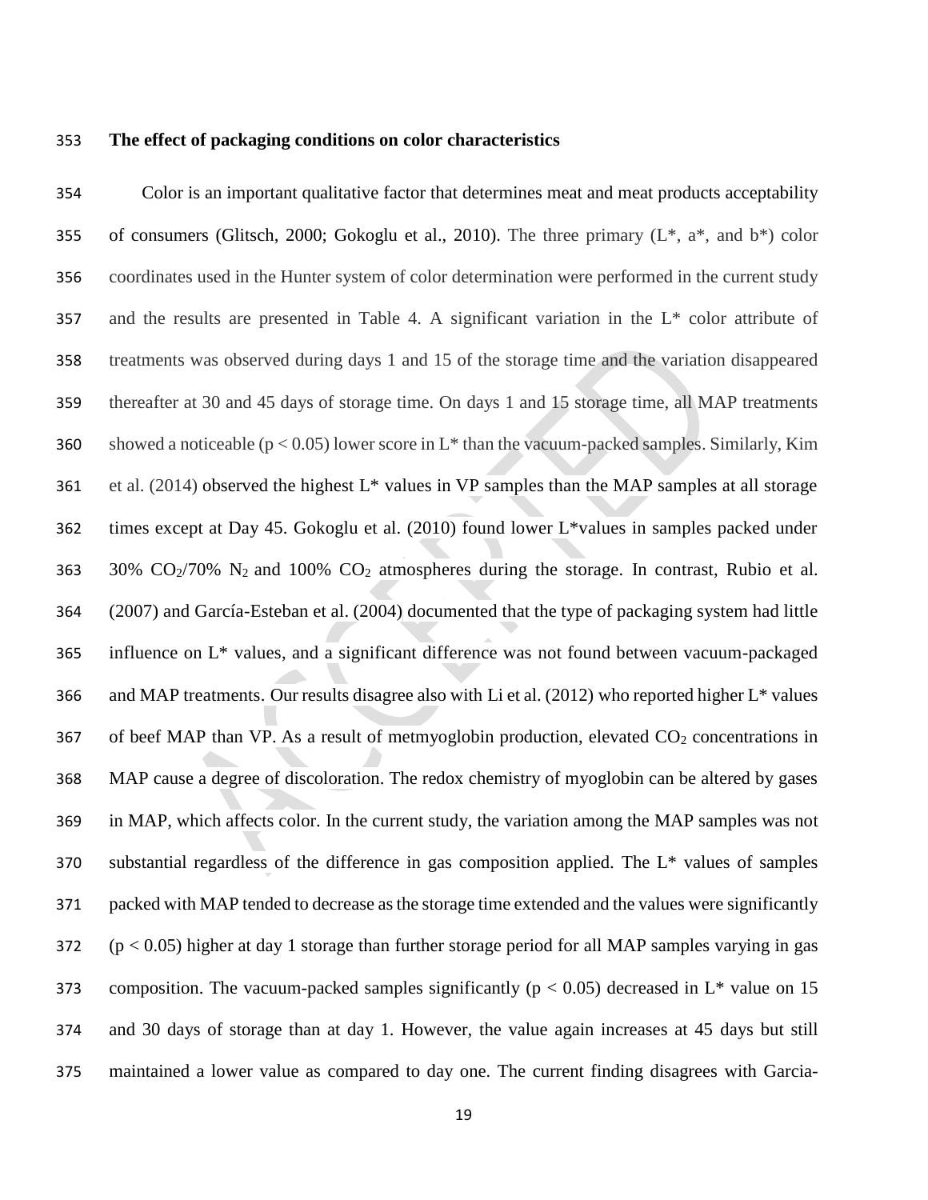**The effect of packaging conditions on color characteristics**

Color is an important qualitative factor that determines meat and meat products acceptability of consumers (Glitsch, 2000; Gokoglu et al., 2010). The three primary (L*, a*, and b*) color coordinates used in the Hunter system of color determination were performed in the current study and the results are presented in Table 4. A significant variation in the L* color attribute of treatments was observed during days 1 and 15 of the storage time and the variation disappeared thereafter at 30 and 45 days of storage time. On days 1 and 15 storage time, all MAP treatments showed a noticeable ($p < 0.05$) lower score in L* than the vacuum-packed samples. Similarly, Kim et al. (2014) observed the highest L* values in VP samples than the MAP samples at all storage times except at Day 45. Gokoglu et al. (2010) found lower L*values in samples packed under 30% $CO_2$/70% $N_2$ and 100% $CO_2$ atmospheres during the storage. In contrast, Rubio et al. (2007) and García-Esteban et al. (2004) documented that the type of packaging system had little influence on L* values, and a significant difference was not found between vacuum-packaged and MAP treatments. Our results disagree also with Li et al. (2012) who reported higher L* values of beef MAP than VP. As a result of metmyoglobin production, elevated $CO_2$ concentrations in MAP cause a degree of discoloration. The redox chemistry of myoglobin can be altered by gases in MAP, which affects color. In the current study, the variation among the MAP samples was not substantial regardless of the difference in gas composition applied. The L* values of samples packed with MAP tended to decrease as the storage time extended and the values were significantly ($p < 0.05$) higher at day 1 storage than further storage period for all MAP samples varying in gas composition. The vacuum-packed samples significantly ($p < 0.05$) decreased in L* value on 15 and 30 days of storage than at day 1. However, the value again increases at 45 days but still maintained a lower value as compared to day one. The current finding disagrees with Garcia-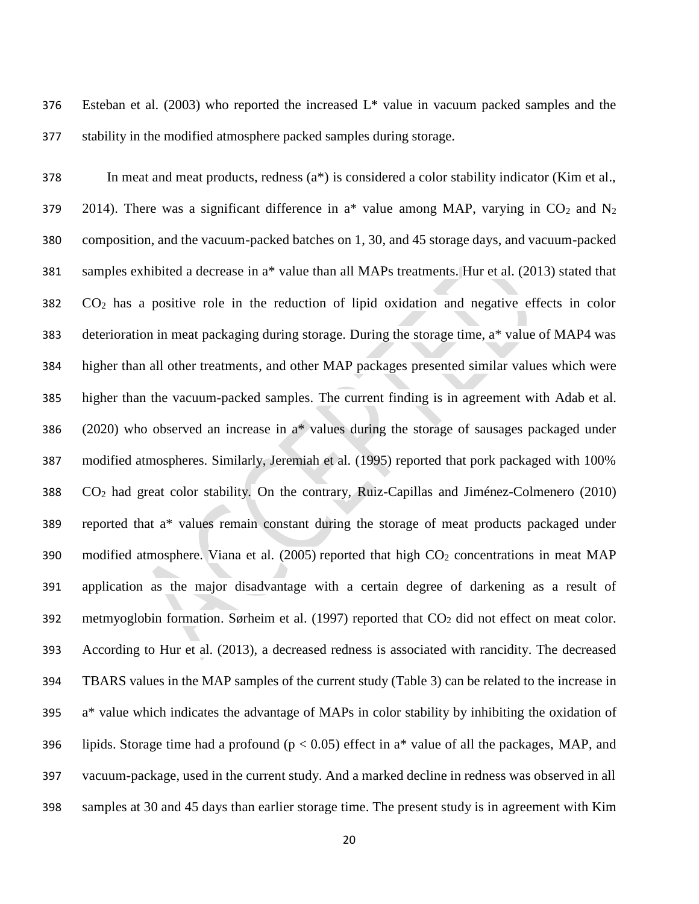Esteban et al. (2003) who reported the increased L* value in vacuum packed samples and the stability in the modified atmosphere packed samples during storage.

In meat and meat products, redness (a*) is considered a color stability indicator (Kim et al., 2014). There was a significant difference in a* value among MAP, varying in $CO_2$ and $N_2$ composition, and the vacuum-packed batches on 1, 30, and 45 storage days, and vacuum-packed samples exhibited a decrease in a* value than all MAPs treatments. Hur et al. (2013) stated that $CO_2$ has a positive role in the reduction of lipid oxidation and negative effects in color deterioration in meat packaging during storage. During the storage time, a* value of MAP4 was higher than all other treatments, and other MAP packages presented similar values which were higher than the vacuum-packed samples. The current finding is in agreement with Adab et al. (2020) who observed an increase in a* values during the storage of sausages packaged under modified atmospheres. Similarly, Jeremiah et al. (1995) reported that pork packaged with 100% $CO_2$ had great color stability. On the contrary, Ruiz-Capillas and Jiménez-Colmenero (2010) reported that a* values remain constant during the storage of meat products packaged under modified atmosphere. Viana et al. (2005) reported that high $CO_2$ concentrations in meat MAP application as the major disadvantage with a certain degree of darkening as a result of metmyoglobin formation. Sørheim et al. (1997) reported that $CO_2$ did not effect on meat color. According to Hur et al. (2013), a decreased redness is associated with rancidity. The decreased TBARS values in the MAP samples of the current study (Table 3) can be related to the increase in a* value which indicates the advantage of MAPs in color stability by inhibiting the oxidation of lipids. Storage time had a profound ($p < 0.05$) effect in a* value of all the packages, MAP, and vacuum-package, used in the current study. And a marked decline in redness was observed in all samples at 30 and 45 days than earlier storage time. The present study is in agreement with Kim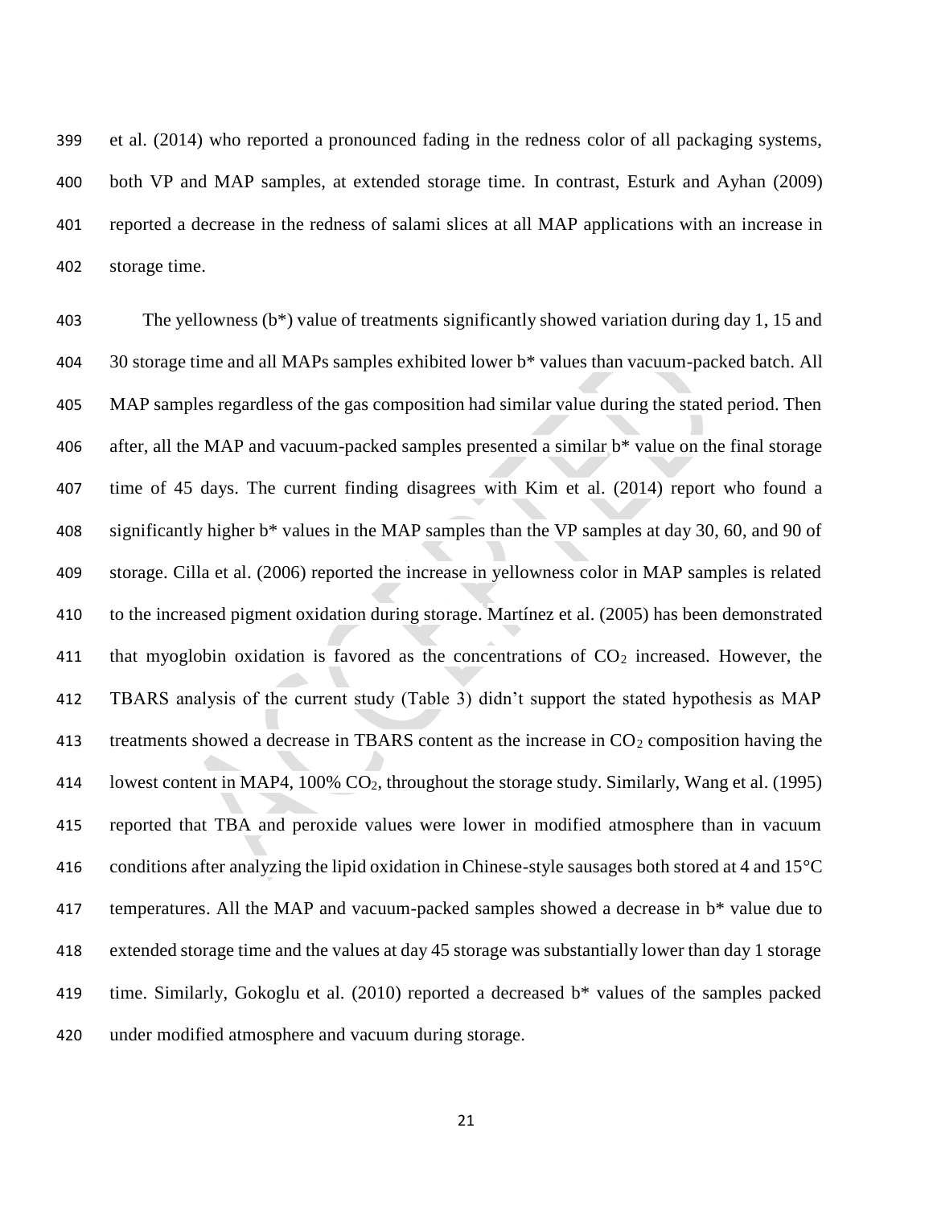et al. (2014) who reported a pronounced fading in the redness color of all packaging systems, both VP and MAP samples, at extended storage time. In contrast, Esturk and Ayhan (2009) reported a decrease in the redness of salami slices at all MAP applications with an increase in storage time.

The yellowness (b*) value of treatments significantly showed variation during day 1, 15 and 30 storage time and all MAPs samples exhibited lower b* values than vacuum-packed batch. All MAP samples regardless of the gas composition had similar value during the stated period. Then after, all the MAP and vacuum-packed samples presented a similar b* value on the final storage time of 45 days. The current finding disagrees with Kim et al. (2014) report who found a significantly higher b* values in the MAP samples than the VP samples at day 30, 60, and 90 of storage. Cilla et al. (2006) reported the increase in yellowness color in MAP samples is related to the increased pigment oxidation during storage. Martínez et al. (2005) has been demonstrated that myoglobin oxidation is favored as the concentrations of $CO_2$ increased. However, the TBARS analysis of the current study (Table 3) didn't support the stated hypothesis as MAP treatments showed a decrease in TBARS content as the increase in $CO_2$ composition having the lowest content in MAP4, 100% $CO_2$, throughout the storage study. Similarly, Wang et al. (1995) reported that TBA and peroxide values were lower in modified atmosphere than in vacuum conditions after analyzing the lipid oxidation in Chinese-style sausages both stored at 4 and 15°C temperatures. All the MAP and vacuum-packed samples showed a decrease in b* value due to extended storage time and the values at day 45 storage was substantially lower than day 1 storage time. Similarly, Gokoglu et al. (2010) reported a decreased b* values of the samples packed under modified atmosphere and vacuum during storage.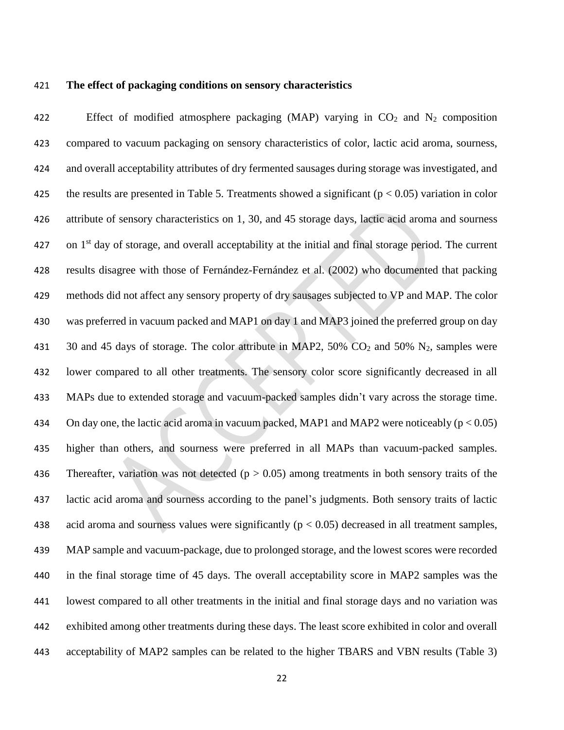**The effect of packaging conditions on sensory characteristics**

Effect of modified atmosphere packaging (MAP) varying in $CO_2$ and $N_2$ composition compared to vacuum packaging on sensory characteristics of color, lactic acid aroma, sourness, and overall acceptability attributes of dry fermented sausages during storage was investigated, and the results are presented in Table 5. Treatments showed a significant ($p < 0.05$) variation in color attribute of sensory characteristics on 1, 30, and 45 storage days, lactic acid aroma and sourness on 1st day of storage, and overall acceptability at the initial and final storage period. The current results disagree with those of Fernández-Fernández et al. (2002) who documented that packing methods did not affect any sensory property of dry sausages subjected to VP and MAP. The color was preferred in vacuum packed and MAP1 on day 1 and MAP3 joined the preferred group on day 30 and 45 days of storage. The color attribute in MAP2, 50% $CO_2$ and 50% $N_2$, samples were lower compared to all other treatments. The sensory color score significantly decreased in all MAPs due to extended storage and vacuum-packed samples didn't vary across the storage time. On day one, the lactic acid aroma in vacuum packed, MAP1 and MAP2 were noticeably ($p < 0.05$) higher than others, and sourness were preferred in all MAPs than vacuum-packed samples. Thereafter, variation was not detected ($p > 0.05$) among treatments in both sensory traits of the lactic acid aroma and sourness according to the panel's judgments. Both sensory traits of lactic acid aroma and sourness values were significantly ($p < 0.05$) decreased in all treatment samples, MAP sample and vacuum-package, due to prolonged storage, and the lowest scores were recorded in the final storage time of 45 days. The overall acceptability score in MAP2 samples was the lowest compared to all other treatments in the initial and final storage days and no variation was exhibited among other treatments during these days. The least score exhibited in color and overall acceptability of MAP2 samples can be related to the higher TBARS and VBN results (Table 3)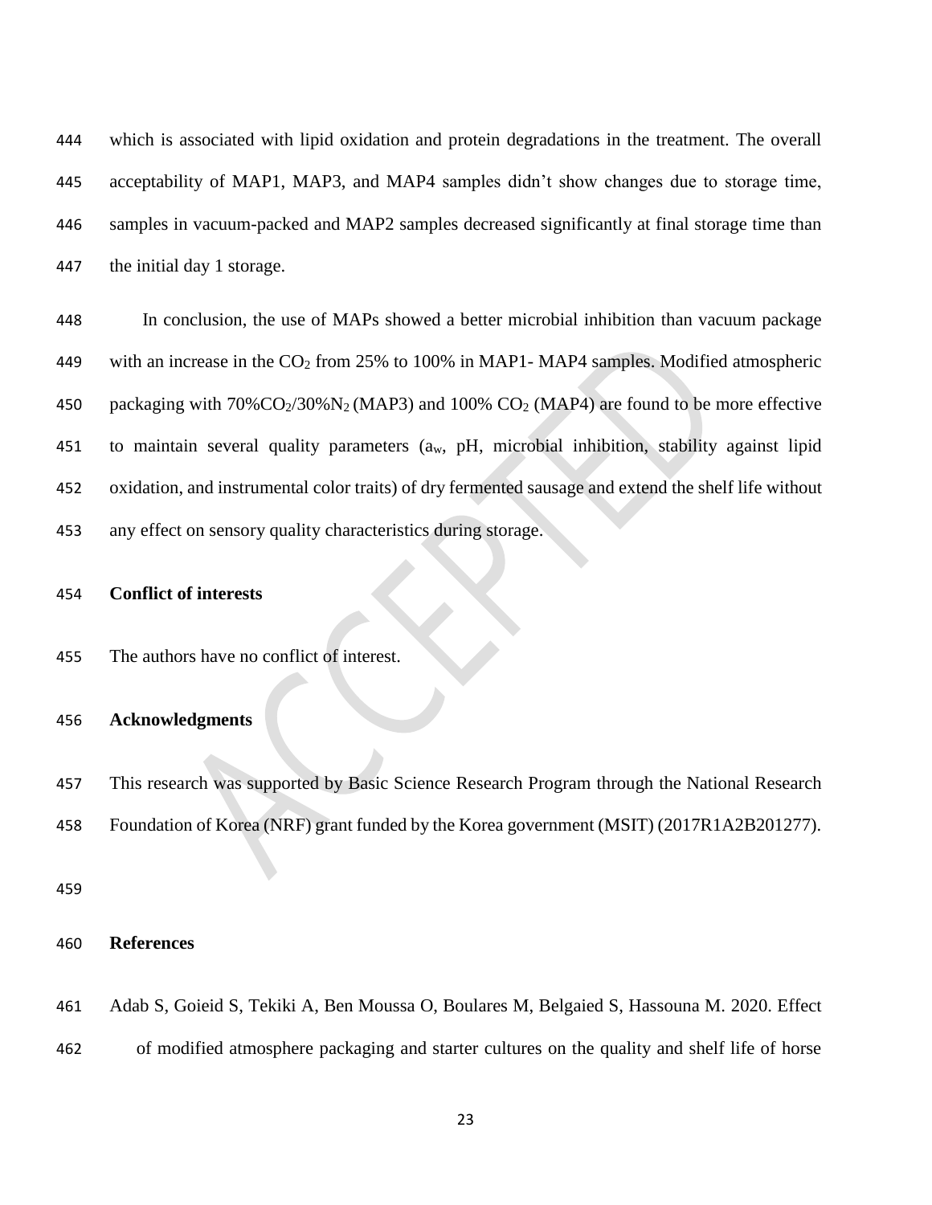which is associated with lipid oxidation and protein degradations in the treatment. The overall acceptability of MAP1, MAP3, and MAP4 samples didn't show changes due to storage time, samples in vacuum-packed and MAP2 samples decreased significantly at final storage time than the initial day 1 storage.

In conclusion, the use of MAPs showed a better microbial inhibition than vacuum package with an increase in the $CO_2$ from 25% to 100% in MAP1- MAP4 samples. Modified atmospheric packaging with 70%$CO_2$/30%$N_2$ (MAP3) and 100% $CO_2$ (MAP4) are found to be more effective to maintain several quality parameters ($a_w$, pH, microbial inhibition, stability against lipid oxidation, and instrumental color traits) of dry fermented sausage and extend the shelf life without any effect on sensory quality characteristics during storage.

## Conflict of interests

The authors have no conflict of interest.

## Acknowledgments

This research was supported by Basic Science Research Program through the National Research Foundation of Korea (NRF) grant funded by the Korea government (MSIT) (2017R1A2B201277).

## References

Adab S, Goieid S, Tekiki A, Ben Moussa O, Boulares M, Belgaied S, Hassouna M. 2020. Effect of modified atmosphere packaging and starter cultures on the quality and shelf life of horse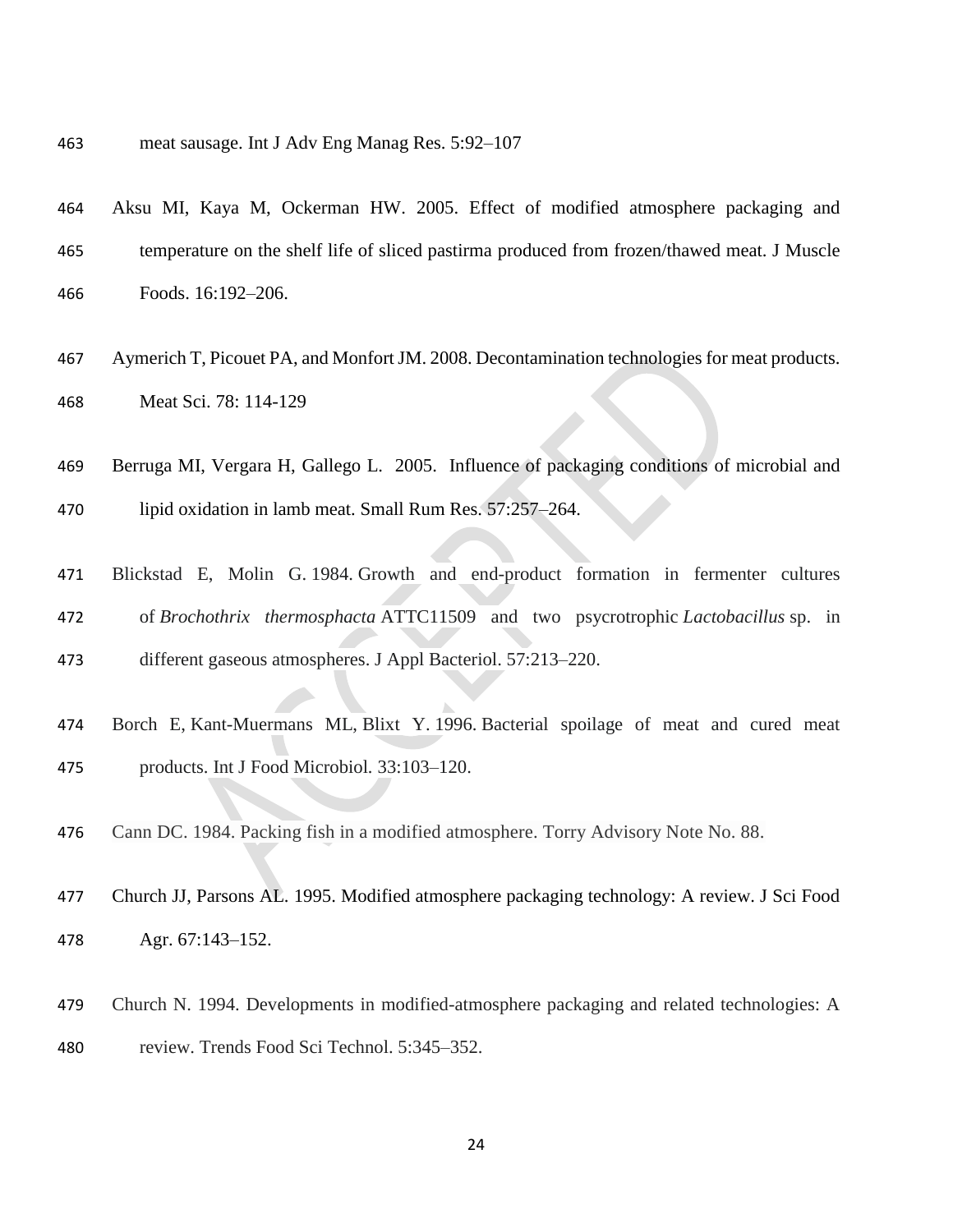meat sausage. Int J Adv Eng Manag Res. 5:92–107

Aksu MI, Kaya M, Ockerman HW. 2005. Effect of modified atmosphere packaging and temperature on the shelf life of sliced pastirma produced from frozen/thawed meat. J Muscle Foods. 16:192–206.

Aymerich T, Picouet PA, and Monfort JM. 2008. Decontamination technologies for meat products. Meat Sci. 78: 114-129

Berruga MI, Vergara H, Gallego L. 2005. Influence of packaging conditions of microbial and lipid oxidation in lamb meat. Small Rum Res. 57:257–264.

Blickstad E, Molin G. 1984. Growth and end-product formation in fermenter cultures of *Brochothrix thermosphacta* ATTC11509 and two psycrotrophic *Lactobacillus* sp. in different gaseous atmospheres. J Appl Bacteriol. 57:213–220.

Borch E, Kant-Muermans ML, Blixt Y. 1996. Bacterial spoilage of meat and cured meat products. Int J Food Microbiol. 33:103–120.

Cann DC. 1984. Packing fish in a modified atmosphere. Torry Advisory Note No. 88.

Church JJ, Parsons AL. 1995. Modified atmosphere packaging technology: A review. J Sci Food Agr. 67:143–152.

Church N. 1994. Developments in modified-atmosphere packaging and related technologies: A review. Trends Food Sci Technol. 5:345–352.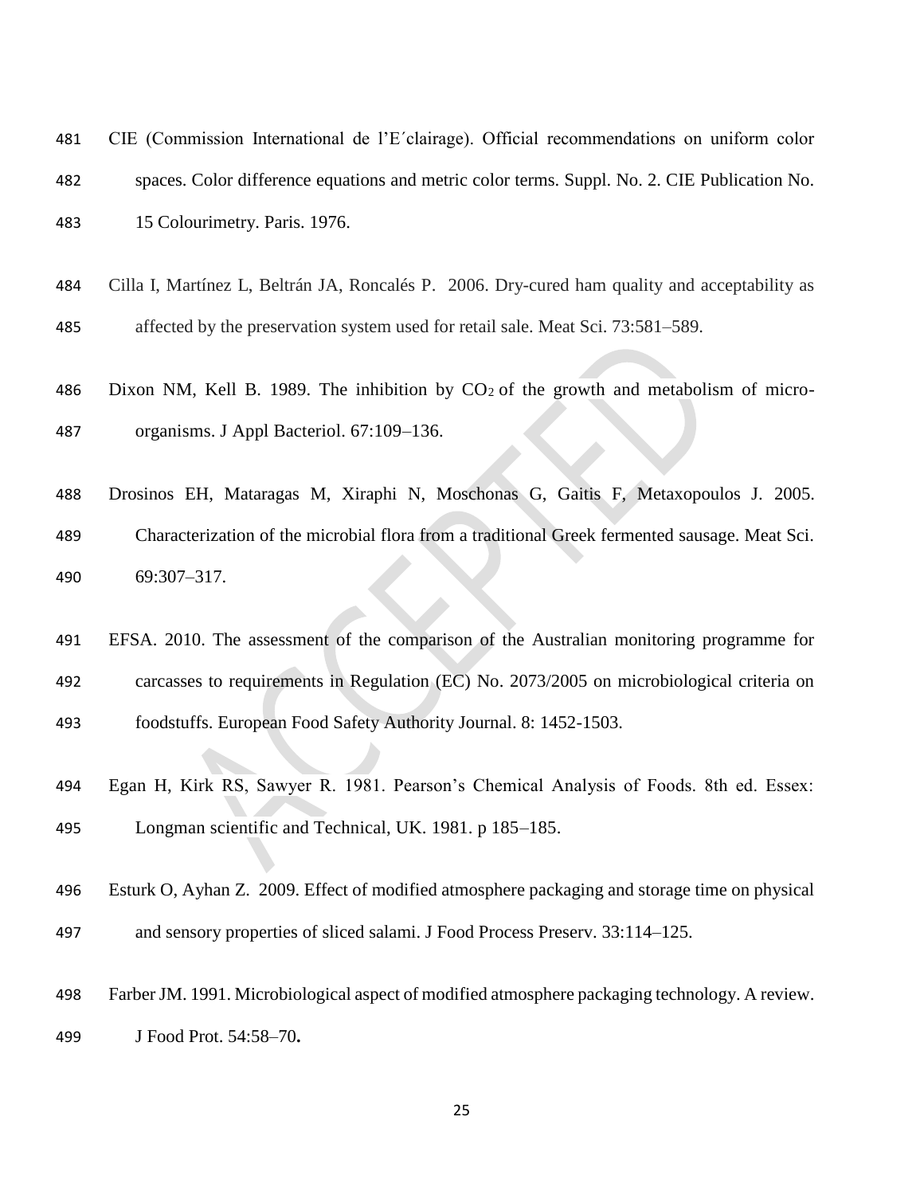CIE (Commission International de l'E´clairage). Official recommendations on uniform color spaces. Color difference equations and metric color terms. Suppl. No. 2. CIE Publication No. 15 Colourimetry. Paris. 1976.

Cilla I, Martínez L, Beltrán JA, Roncalés P. 2006. Dry-cured ham quality and acceptability as affected by the preservation system used for retail sale. Meat Sci. 73:581–589.

Dixon NM, Kell B. 1989. The inhibition by $CO_2$ of the growth and metabolism of micro-organisms. J Appl Bacteriol. 67:109–136.

Drosinos EH, Mataragas M, Xiraphi N, Moschonas G, Gaitis F, Metaxopoulos J. 2005. Characterization of the microbial flora from a traditional Greek fermented sausage. Meat Sci. 69:307–317.

EFSA. 2010. The assessment of the comparison of the Australian monitoring programme for carcasses to requirements in Regulation (EC) No. 2073/2005 on microbiological criteria on foodstuffs. European Food Safety Authority Journal. 8: 1452-1503.

Egan H, Kirk RS, Sawyer R. 1981. Pearson's Chemical Analysis of Foods. 8th ed. Essex: Longman scientific and Technical, UK. 1981. p 185–185.

Esturk O, Ayhan Z. 2009. Effect of modified atmosphere packaging and storage time on physical and sensory properties of sliced salami. J Food Process Preserv. 33:114–125.

Farber JM. 1991. Microbiological aspect of modified atmosphere packaging technology. A review. J Food Prot. 54:58–70**.**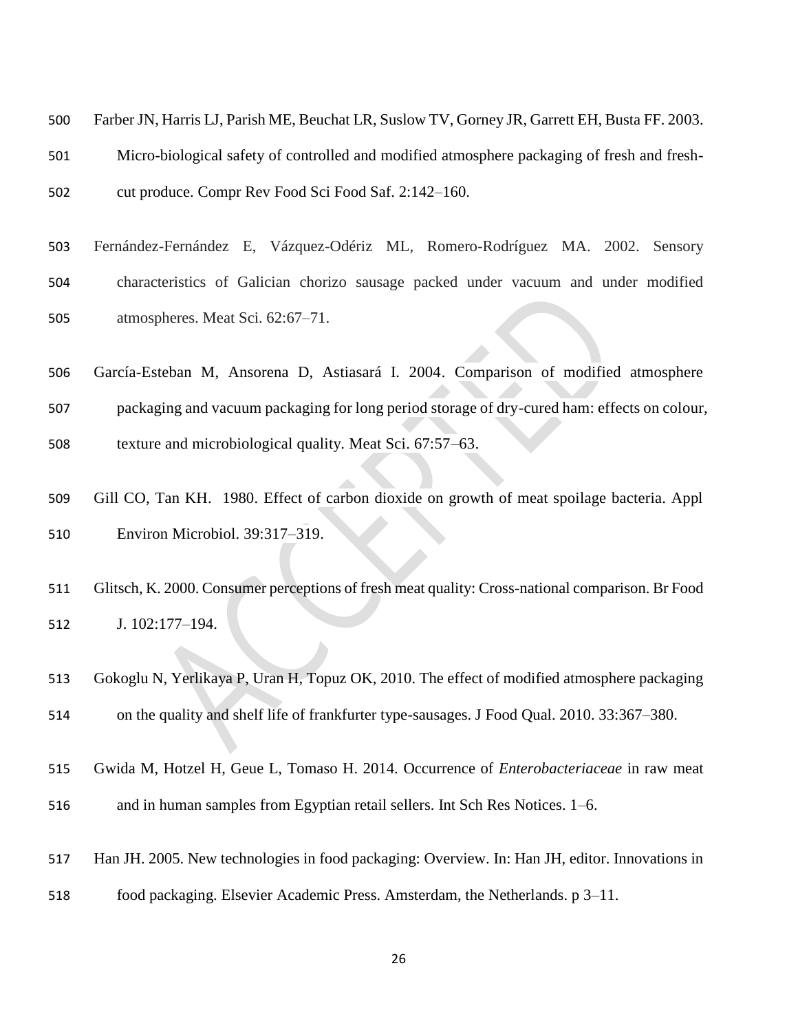Farber JN, Harris LJ, Parish ME, Beuchat LR, Suslow TV, Gorney JR, Garrett EH, Busta FF. 2003. Micro-biological safety of controlled and modified atmosphere packaging of fresh and fresh-cut produce. Compr Rev Food Sci Food Saf. 2:142–160.

Fernández-Fernández E, Vázquez-Odériz ML, Romero-Rodríguez MA. 2002. Sensory characteristics of Galician chorizo sausage packed under vacuum and under modified atmospheres. Meat Sci. 62:67–71.

García-Esteban M, Ansorena D, Astiasará I. 2004. Comparison of modified atmosphere packaging and vacuum packaging for long period storage of dry-cured ham: effects on colour, texture and microbiological quality. Meat Sci. 67:57–63.

Gill CO, Tan KH. 1980. Effect of carbon dioxide on growth of meat spoilage bacteria. Appl Environ Microbiol. 39:317–319.

Glitsch, K. 2000. Consumer perceptions of fresh meat quality: Cross-national comparison. Br Food J. 102:177–194.

Gokoglu N, Yerlikaya P, Uran H, Topuz OK, 2010. The effect of modified atmosphere packaging on the quality and shelf life of frankfurter type-sausages. J Food Qual. 2010. 33:367–380.

Gwida M, Hotzel H, Geue L, Tomaso H. 2014. Occurrence of *Enterobacteriaceae* in raw meat and in human samples from Egyptian retail sellers. Int Sch Res Notices. 1–6.

Han JH. 2005. New technologies in food packaging: Overview. In: Han JH, editor. Innovations in food packaging. Elsevier Academic Press. Amsterdam, the Netherlands. p 3–11.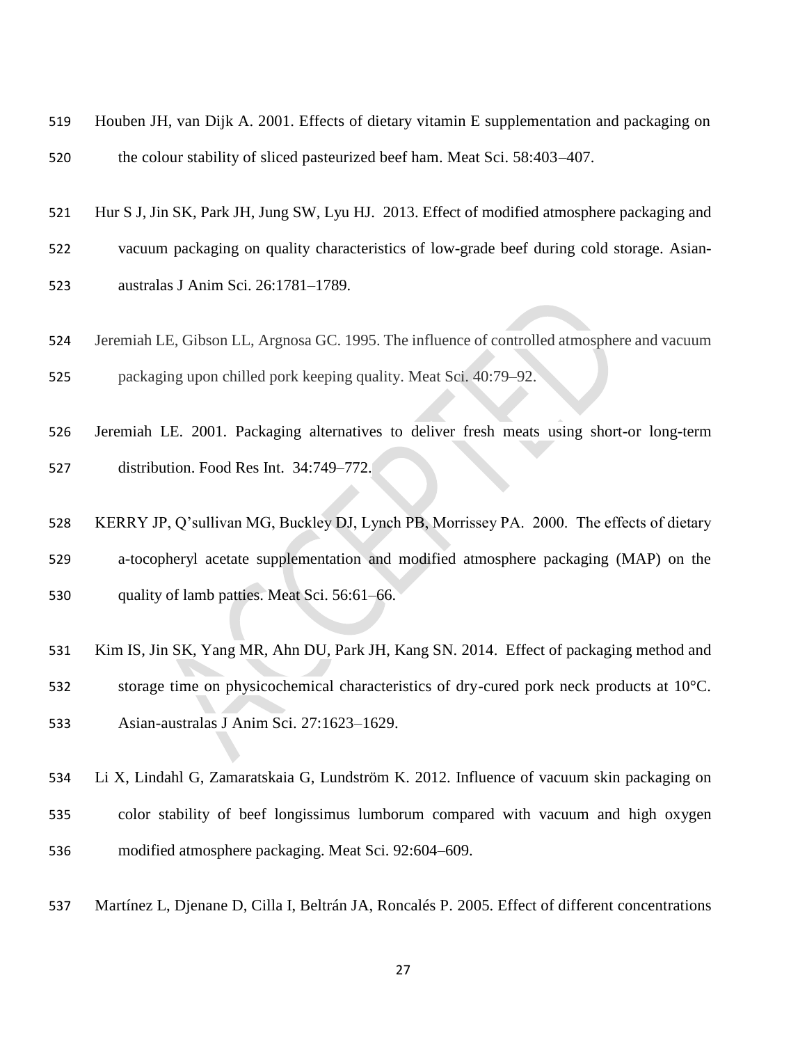Houben JH, van Dijk A. 2001. Effects of dietary vitamin E supplementation and packaging on the colour stability of sliced pasteurized beef ham. Meat Sci. 58:403–407.

Hur S J, Jin SK, Park JH, Jung SW, Lyu HJ. 2013. Effect of modified atmosphere packaging and vacuum packaging on quality characteristics of low-grade beef during cold storage. Asian-australas J Anim Sci. 26:1781–1789.

Jeremiah LE, Gibson LL, Argnosa GC. 1995. The influence of controlled atmosphere and vacuum packaging upon chilled pork keeping quality. Meat Sci. 40:79–92.

Jeremiah LE. 2001. Packaging alternatives to deliver fresh meats using short-or long-term distribution. Food Res Int. 34:749–772.

KERRY JP, Q'sullivan MG, Buckley DJ, Lynch PB, Morrissey PA. 2000. The effects of dietary a-tocopheryl acetate supplementation and modified atmosphere packaging (MAP) on the quality of lamb patties. Meat Sci. 56:61–66.

Kim IS, Jin SK, Yang MR, Ahn DU, Park JH, Kang SN. 2014. Effect of packaging method and storage time on physicochemical characteristics of dry-cured pork neck products at 10°C. Asian-australas J Anim Sci. 27:1623–1629.

Li X, Lindahl G, Zamaratskaia G, Lundström K. 2012. Influence of vacuum skin packaging on color stability of beef longissimus lumborum compared with vacuum and high oxygen modified atmosphere packaging. Meat Sci. 92:604–609.

Martínez L, Djenane D, Cilla I, Beltrán JA, Roncalés P. 2005. Effect of different concentrations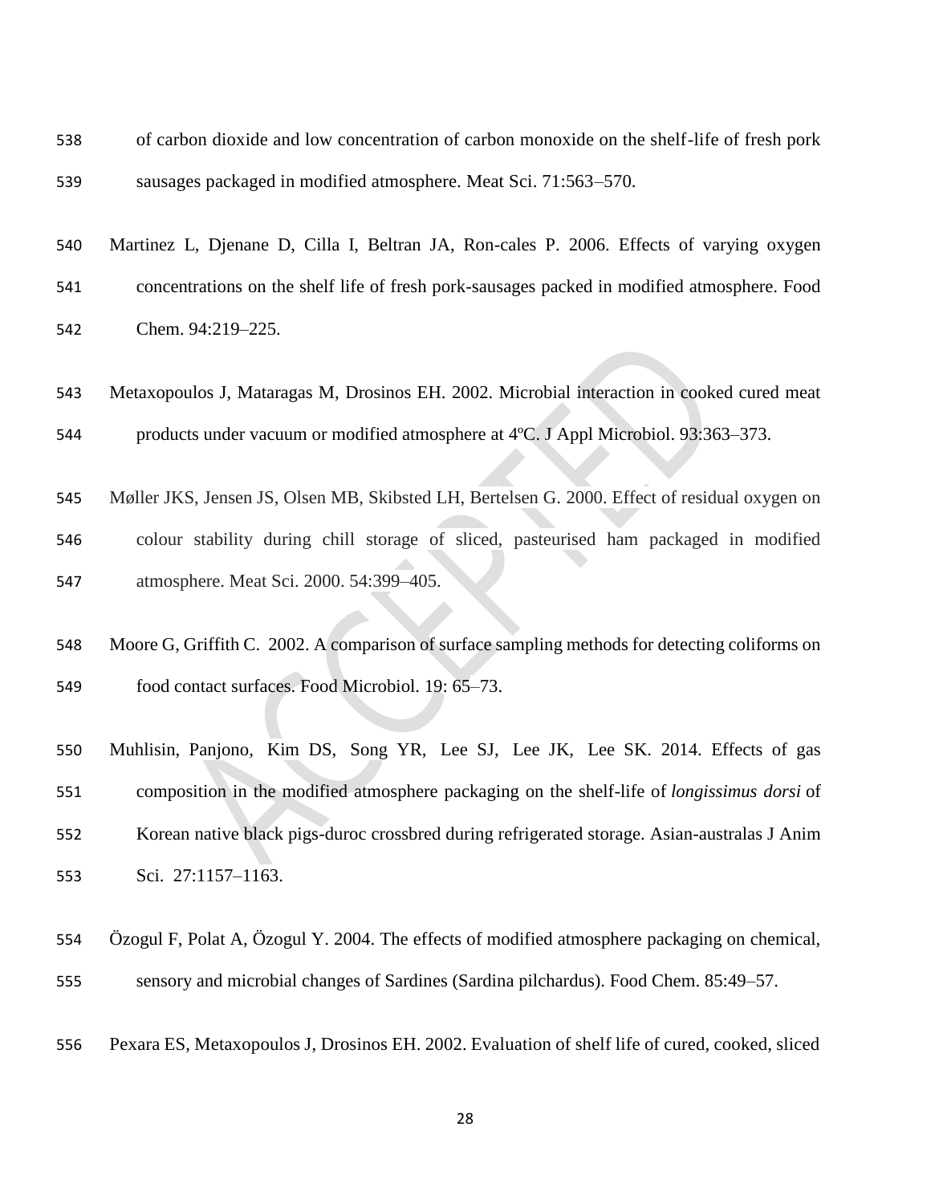of carbon dioxide and low concentration of carbon monoxide on the shelf-life of fresh pork sausages packaged in modified atmosphere. Meat Sci. 71:563–570.

Martinez L, Djenane D, Cilla I, Beltran JA, Ron-cales P. 2006. Effects of varying oxygen concentrations on the shelf life of fresh pork-sausages packed in modified atmosphere. Food Chem. 94:219–225.

Metaxopoulos J, Mataragas M, Drosinos EH. 2002. Microbial interaction in cooked cured meat products under vacuum or modified atmosphere at 4ºC. J Appl Microbiol. 93:363–373.

Møller JKS, Jensen JS, Olsen MB, Skibsted LH, Bertelsen G. 2000. Effect of residual oxygen on colour stability during chill storage of sliced, pasteurised ham packaged in modified atmosphere. Meat Sci. 2000. 54:399–405.

Moore G, Griffith C. 2002. A comparison of surface sampling methods for detecting coliforms on food contact surfaces. Food Microbiol. 19: 65–73.

Muhlisin, Panjono, Kim DS, Song YR, Lee SJ, Lee JK, Lee SK. 2014. Effects of gas composition in the modified atmosphere packaging on the shelf-life of *longissimus dorsi* of Korean native black pigs-duroc crossbred during refrigerated storage. Asian-australas J Anim Sci. 27:1157–1163.

Özogul F, Polat A, Özogul Y. 2004. The effects of modified atmosphere packaging on chemical, sensory and microbial changes of Sardines (Sardina pilchardus). Food Chem. 85:49–57.

Pexara ES, Metaxopoulos J, Drosinos EH. 2002. Evaluation of shelf life of cured, cooked, sliced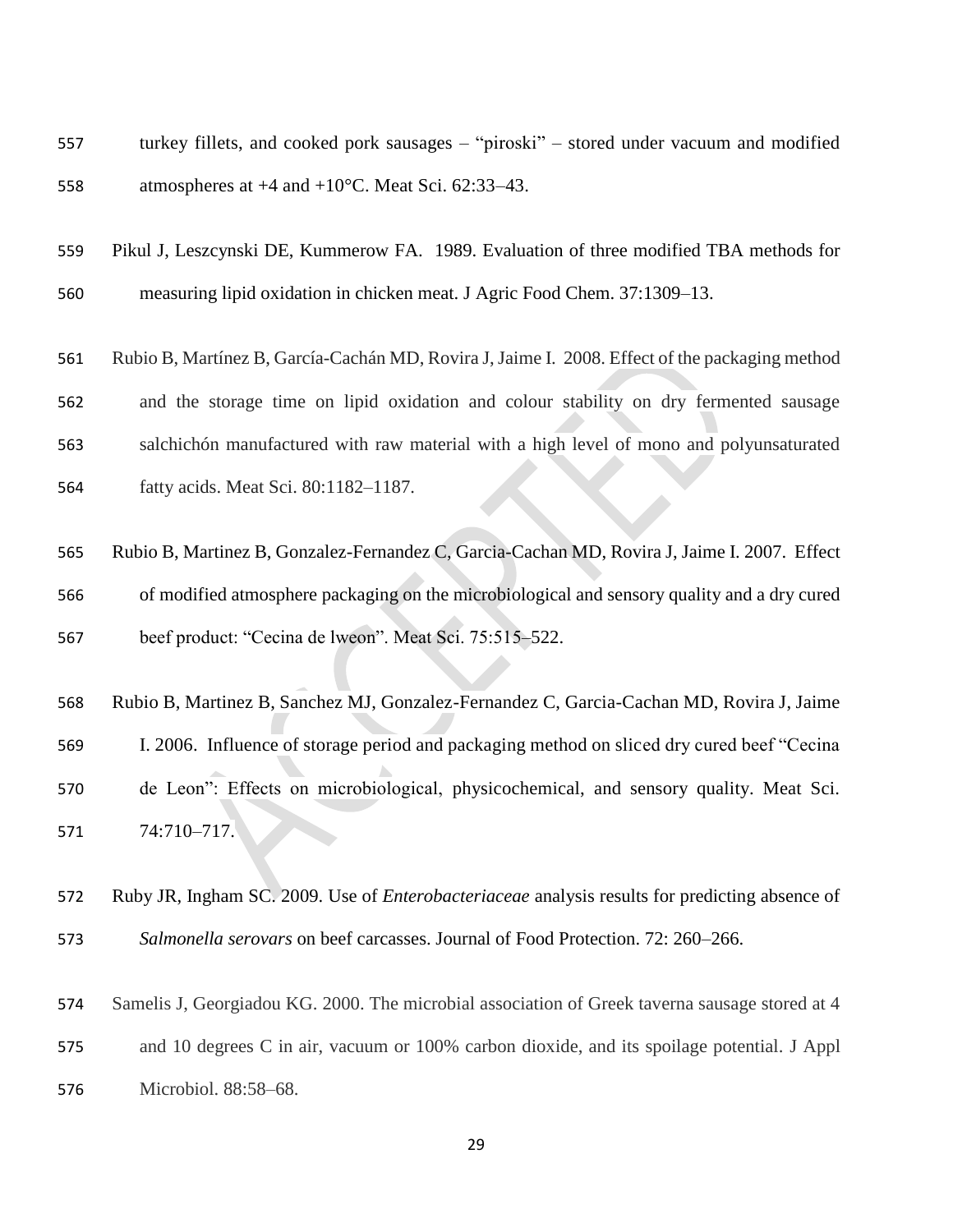turkey fillets, and cooked pork sausages – "piroski" – stored under vacuum and modified atmospheres at +4 and +10°C. Meat Sci. 62:33–43.

Pikul J, Leszcynski DE, Kummerow FA. 1989. Evaluation of three modified TBA methods for measuring lipid oxidation in chicken meat. J Agric Food Chem. 37:1309–13.

Rubio B, Martínez B, García-Cachán MD, Rovira J, Jaime I. 2008. Effect of the packaging method and the storage time on lipid oxidation and colour stability on dry fermented sausage salchichón manufactured with raw material with a high level of mono and polyunsaturated fatty acids. Meat Sci. 80:1182–1187.

Rubio B, Martinez B, Gonzalez-Fernandez C, Garcia-Cachan MD, Rovira J, Jaime I. 2007. Effect of modified atmosphere packaging on the microbiological and sensory quality and a dry cured beef product: "Cecina de lweon". Meat Sci. 75:515–522.

Rubio B, Martinez B, Sanchez MJ, Gonzalez-Fernandez C, Garcia-Cachan MD, Rovira J, Jaime I. 2006. Influence of storage period and packaging method on sliced dry cured beef "Cecina de Leon": Effects on microbiological, physicochemical, and sensory quality. Meat Sci. 74:710–717.

Ruby JR, Ingham SC. 2009. Use of *Enterobacteriaceae* analysis results for predicting absence of *Salmonella serovars* on beef carcasses. Journal of Food Protection. 72: 260–266.

Samelis J, Georgiadou KG. 2000. The microbial association of Greek taverna sausage stored at 4 and 10 degrees C in air, vacuum or 100% carbon dioxide, and its spoilage potential. J Appl Microbiol. 88:58–68.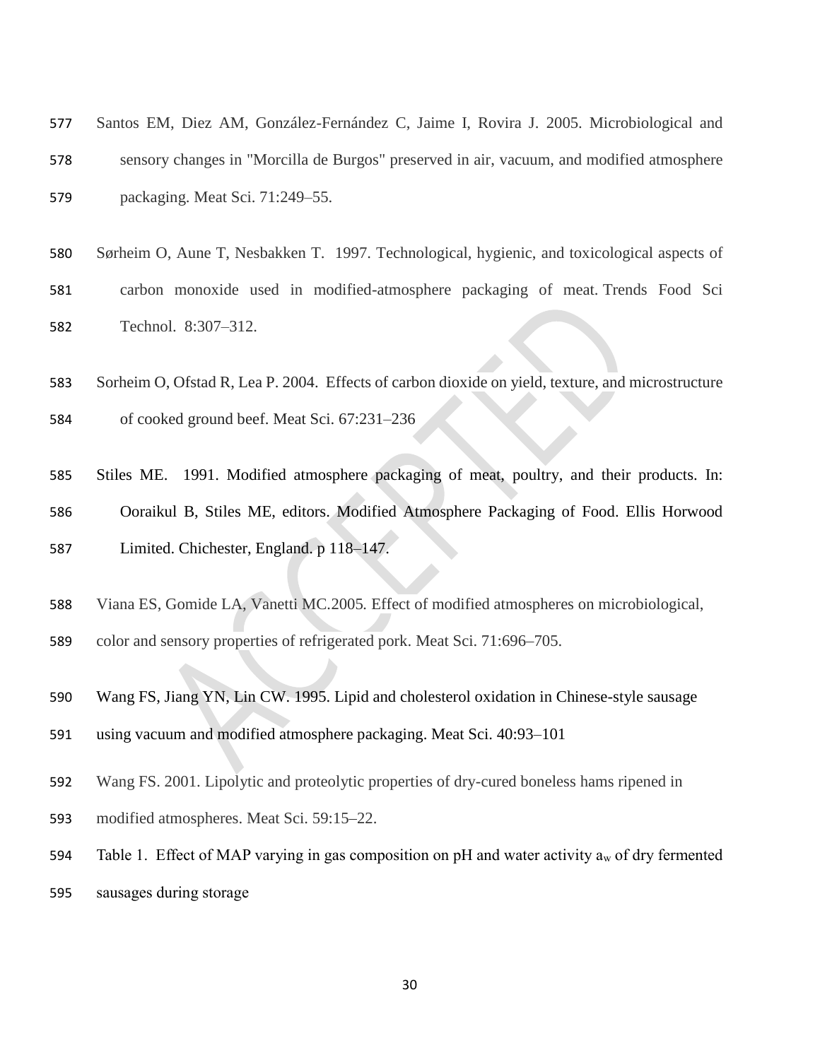Santos EM, Diez AM, González-Fernández C, Jaime I, Rovira J. 2005. Microbiological and sensory changes in "Morcilla de Burgos" preserved in air, vacuum, and modified atmosphere packaging. Meat Sci. 71:249–55.

Sørheim O, Aune T, Nesbakken T. 1997. Technological, hygienic, and toxicological aspects of carbon monoxide used in modified-atmosphere packaging of meat. Trends Food Sci Technol. 8:307–312.

Sorheim O, Ofstad R, Lea P. 2004. Effects of carbon dioxide on yield, texture, and microstructure of cooked ground beef. Meat Sci. 67:231–236

Stiles ME. 1991. Modified atmosphere packaging of meat, poultry, and their products. In: Ooraikul B, Stiles ME, editors. Modified Atmosphere Packaging of Food. Ellis Horwood Limited. Chichester, England. p 118–147.

Viana ES, Gomide LA, Vanetti MC.2005. Effect of modified atmospheres on microbiological, color and sensory properties of refrigerated pork. Meat Sci. 71:696–705.

Wang FS, Jiang YN, Lin CW. 1995. Lipid and cholesterol oxidation in Chinese-style sausage using vacuum and modified atmosphere packaging. Meat Sci. 40:93–101

Wang FS. 2001. Lipolytic and proteolytic properties of dry-cured boneless hams ripened in modified atmospheres. Meat Sci. 59:15–22.

Table 1. Effect of MAP varying in gas composition on pH and water activity $a_w$ of dry fermented sausages during storage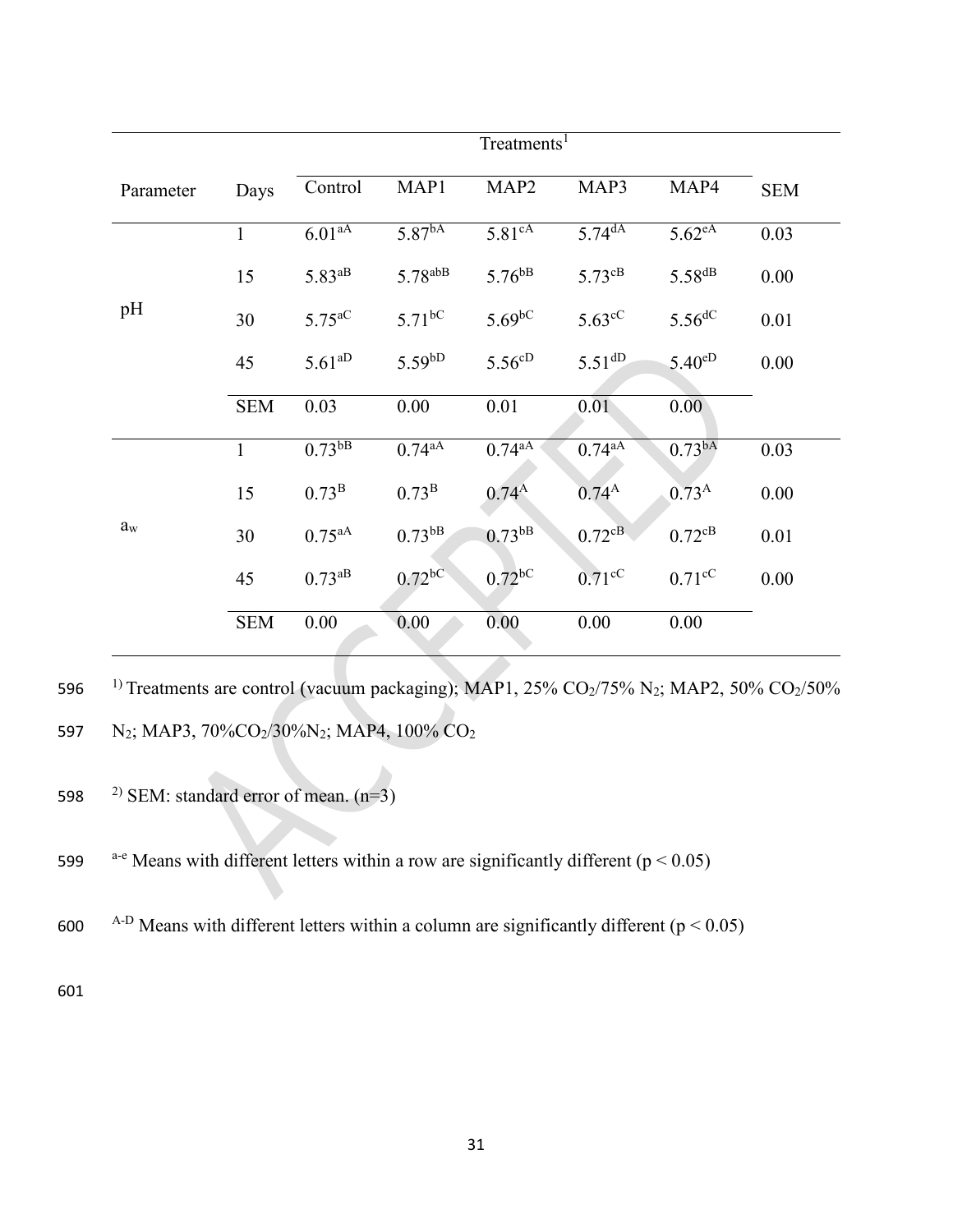| Parameter | Days | Treatments[1] | | | | | SEM |
|---|---|---|---|---|---|---|---|
| | | Control | MAP1 | MAP2 | MAP3 | MAP4 | |
| pH | 1 | $6.01^{aA}$ | $5.87^{bA}$ | $5.81^{cA}$ | $5.74^{dA}$ | $5.62^{eA}$ | 0.03 |
| | 15 | $5.83^{aB}$ | $5.78^{abB}$ | $5.76^{bB}$ | $5.73^{cB}$ | $5.58^{dB}$ | 0.00 |
| | 30 | $5.75^{aC}$ | $5.71^{bC}$ | $5.69^{bC}$ | $5.63^{cC}$ | $5.56^{dC}$ | 0.01 |
| | 45 | $5.61^{aD}$ | $5.59^{bD}$ | $5.56^{cD}$ | $5.51^{dD}$ | $5.40^{eD}$ | 0.00 |
| | SEM | 0.03 | 0.00 | 0.01 | 0.01 | 0.00 | |
| $a_w$ | 1 | $0.73^{bB}$ | $0.74^{aA}$ | $0.74^{aA}$ | $0.74^{aA}$ | $0.73^{bA}$ | 0.03 |
| | 15 | $0.73^{B}$ | $0.73^{B}$ | $0.74^{A}$ | $0.74^{A}$ | $0.73^{A}$ | 0.00 |
| | 30 | $0.75^{aA}$ | $0.73^{bB}$ | $0.73^{bB}$ | $0.72^{cB}$ | $0.72^{cB}$ | 0.01 |
| | 45 | $0.73^{aB}$ | $0.72^{bC}$ | $0.72^{bC}$ | $0.71^{cC}$ | $0.71^{cC}$ | 0.00 |
| | SEM | 0.00 | 0.00 | 0.00 | 0.00 | 0.00 | |

[1)] Treatments are control (vacuum packaging); MAP1, 25% $CO_2$/75% $N_2$; MAP2, 50% $CO_2$/50% $N_2$; MAP3, 70%$CO_2$/30%$N_2$; MAP4, 100% $CO_2$

[2)] SEM: standard error of mean. (n=3)

[a-e] Means with different letters within a row are significantly different ($p < 0.05$)

[A-D] Means with different letters within a column are significantly different ($p < 0.05$)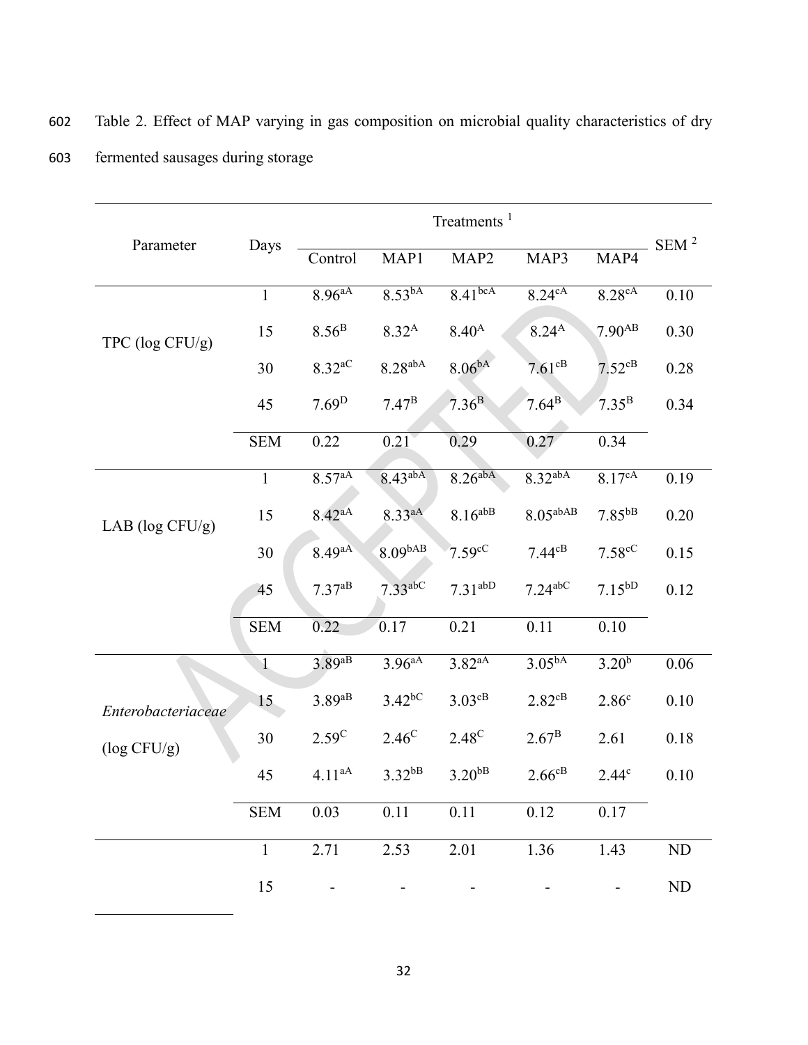Table 2. Effect of MAP varying in gas composition on microbial quality characteristics of dry fermented sausages during storage

| Parameter | Days | Treatments [1] | | | | | SEM [2] |
|---|---|---|---|---|---|---|---|
| | | Control | MAP1 | MAP2 | MAP3 | MAP4 | |
| TPC (log CFU/g) | 1 | $8.96^{aA}$ | $8.53^{bA}$ | $8.41^{bcA}$ | $8.24^{cA}$ | $8.28^{cA}$ | 0.10 |
| | 15 | $8.56^{B}$ | $8.32^{A}$ | $8.40^{A}$ | $8.24^{A}$ | $7.90^{AB}$ | 0.30 |
| | 30 | $8.32^{aC}$ | $8.28^{abA}$ | $8.06^{bA}$ | $7.61^{cB}$ | $7.52^{cB}$ | 0.28 |
| | 45 | $7.69^{D}$ | $7.47^{B}$ | $7.36^{B}$ | $7.64^{B}$ | $7.35^{B}$ | 0.34 |
| | SEM | 0.22 | 0.21 | 0.29 | 0.27 | 0.34 | |
| LAB (log CFU/g) | 1 | $8.57^{aA}$ | $8.43^{abA}$ | $8.26^{abA}$ | $8.32^{abA}$ | $8.17^{cA}$ | 0.19 |
| | 15 | $8.42^{aA}$ | $8.33^{aA}$ | $8.16^{abB}$ | $8.05^{abAB}$ | $7.85^{bB}$ | 0.20 |
| | 30 | $8.49^{aA}$ | $8.09^{bAB}$ | $7.59^{cC}$ | $7.44^{cB}$ | $7.58^{cC}$ | 0.15 |
| | 45 | $7.37^{aB}$ | $7.33^{abC}$ | $7.31^{abD}$ | $7.24^{abC}$ | $7.15^{bD}$ | 0.12 |
| | SEM | 0.22 | 0.17 | 0.21 | 0.11 | 0.10 | |
| *Enterobacteriaceae* (log CFU/g) | 1 | $3.89^{aB}$ | $3.96^{aA}$ | $3.82^{aA}$ | $3.05^{bA}$ | $3.20^{b}$ | 0.06 |
| | 15 | $3.89^{aB}$ | $3.42^{bC}$ | $3.03^{cB}$ | $2.82^{cB}$ | $2.86^{c}$ | 0.10 |
| | 30 | $2.59^{C}$ | $2.46^{C}$ | $2.48^{C}$ | $2.67^{B}$ | 2.61 | 0.18 |
| | 45 | $4.11^{aA}$ | $3.32^{bB}$ | $3.20^{bB}$ | $2.66^{cB}$ | $2.44^{c}$ | 0.10 |
| | SEM | 0.03 | 0.11 | 0.11 | 0.12 | 0.17 | |
| | 1 | 2.71 | 2.53 | 2.01 | 1.36 | 1.43 | ND |
| | 15 | - | - | - | - | - | ND |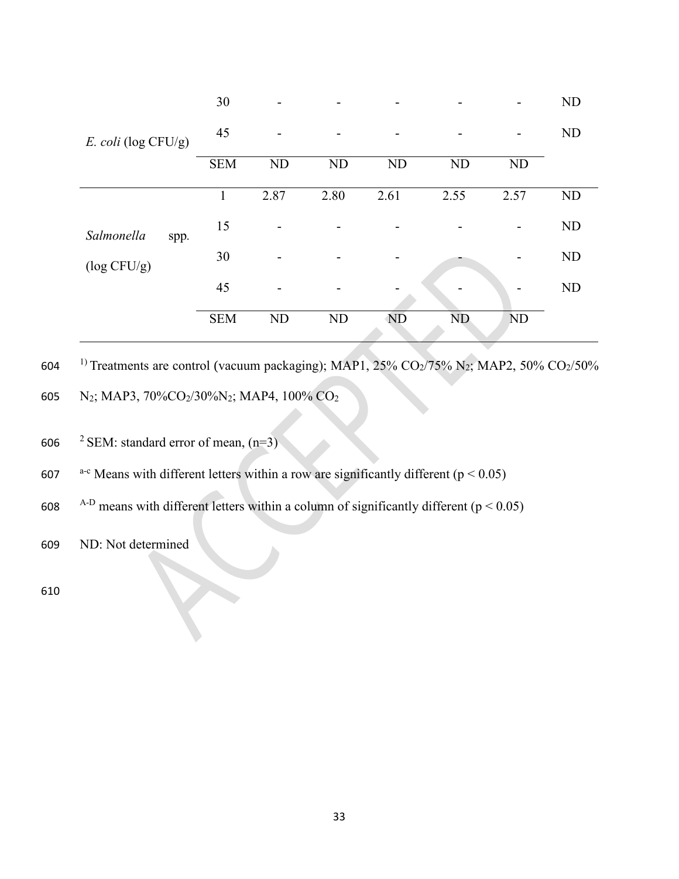| | | | | | | | |
|---|---|---|---|---|---|---|---|
| | 30 | - | - | - | - | - | ND |
| *E. coli* (log CFU/g) | 45 | - | - | - | - | - | ND |
| | SEM | ND | ND | ND | ND | ND | |
| | 1 | 2.87 | 2.80 | 2.61 | 2.55 | 2.57 | ND |
| *Salmonella* spp. (log CFU/g) | 15 | - | - | - | - | - | ND |
| | 30 | - | - | - | - | - | ND |
| | 45 | - | - | - | - | - | ND |
| | SEM | ND | ND | ND | ND | ND | |

1) Treatments are control (vacuum packaging); MAP1, 25% $CO_2$/75% $N_2$; MAP2, 50% $CO_2$/50% $N_2$; MAP3, 70%$CO_2$/30%$N_2$; MAP4, 100% $CO_2$

2 SEM: standard error of mean, (n=3)

a-c Means with different letters within a row are significantly different ($p < 0.05$)

A-D means with different letters within a column of significantly different ($p < 0.05$)

ND: Not determined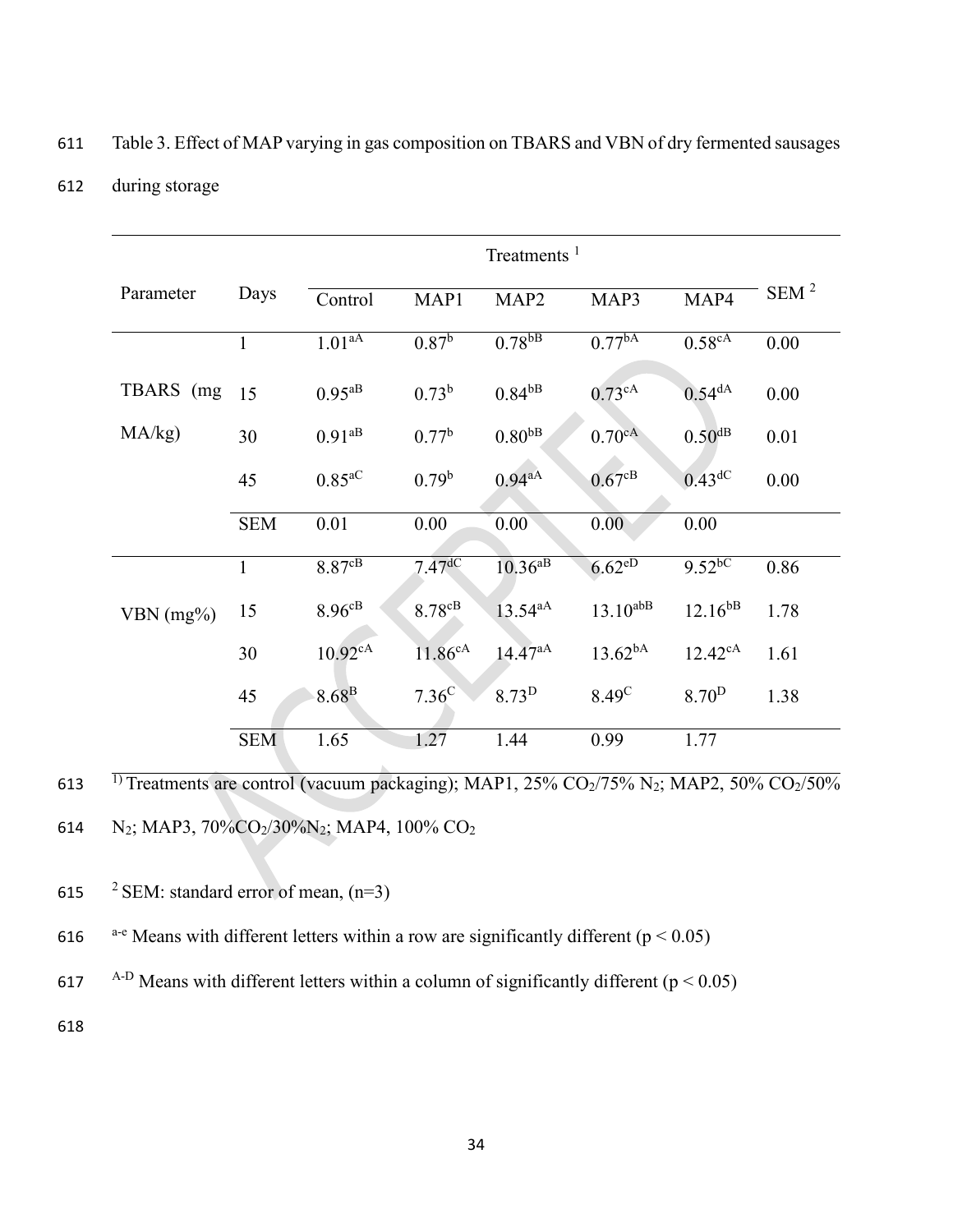Table 3. Effect of MAP varying in gas composition on TBARS and VBN of dry fermented sausages during storage

| Parameter | Days | Treatments [1] | | | | | SEM [2] |
|---|---|---|---|---|---|---|---|
| | | Control | MAP1 | MAP2 | MAP3 | MAP4 | |
| TBARS (mg MA/kg) | 1 | $1.01^{aA}$ | $0.87^{b}$ | $0.78^{bB}$ | $0.77^{bA}$ | $0.58^{cA}$ | 0.00 |
| | 15 | $0.95^{aB}$ | $0.73^{b}$ | $0.84^{bB}$ | $0.73^{cA}$ | $0.54^{dA}$ | 0.00 |
| | 30 | $0.91^{aB}$ | $0.77^{b}$ | $0.80^{bB}$ | $0.70^{cA}$ | $0.50^{dB}$ | 0.01 |
| | 45 | $0.85^{aC}$ | $0.79^{b}$ | $0.94^{aA}$ | $0.67^{cB}$ | $0.43^{dC}$ | 0.00 |
| | SEM | 0.01 | 0.00 | 0.00 | 0.00 | 0.00 | |
| VBN (mg%) | 1 | $8.87^{cB}$ | $7.47^{dC}$ | $10.36^{aB}$ | $6.62^{eD}$ | $9.52^{bC}$ | 0.86 |
| | 15 | $8.96^{cB}$ | $8.78^{cB}$ | $13.54^{aA}$ | $13.10^{abB}$ | $12.16^{bB}$ | 1.78 |
| | 30 | $10.92^{cA}$ | $11.86^{cA}$ | $14.47^{aA}$ | $13.62^{bA}$ | $12.42^{cA}$ | 1.61 |
| | 45 | $8.68^{B}$ | $7.36^{C}$ | $8.73^{D}$ | $8.49^{C}$ | $8.70^{D}$ | 1.38 |
| | SEM | 1.65 | 1.27 | 1.44 | 0.99 | 1.77 | |

[1)] Treatments are control (vacuum packaging); MAP1, 25% $CO_2$/75% $N_2$; MAP2, 50% $CO_2$/50% $N_2$; MAP3, 70%$CO_2$/30%$N_2$; MAP4, 100% $CO_2$

[2] SEM: standard error of mean, (n=3)

[a-e] Means with different letters within a row are significantly different ($p < 0.05$)

[A-D] Means with different letters within a column of significantly different ($p < 0.05$)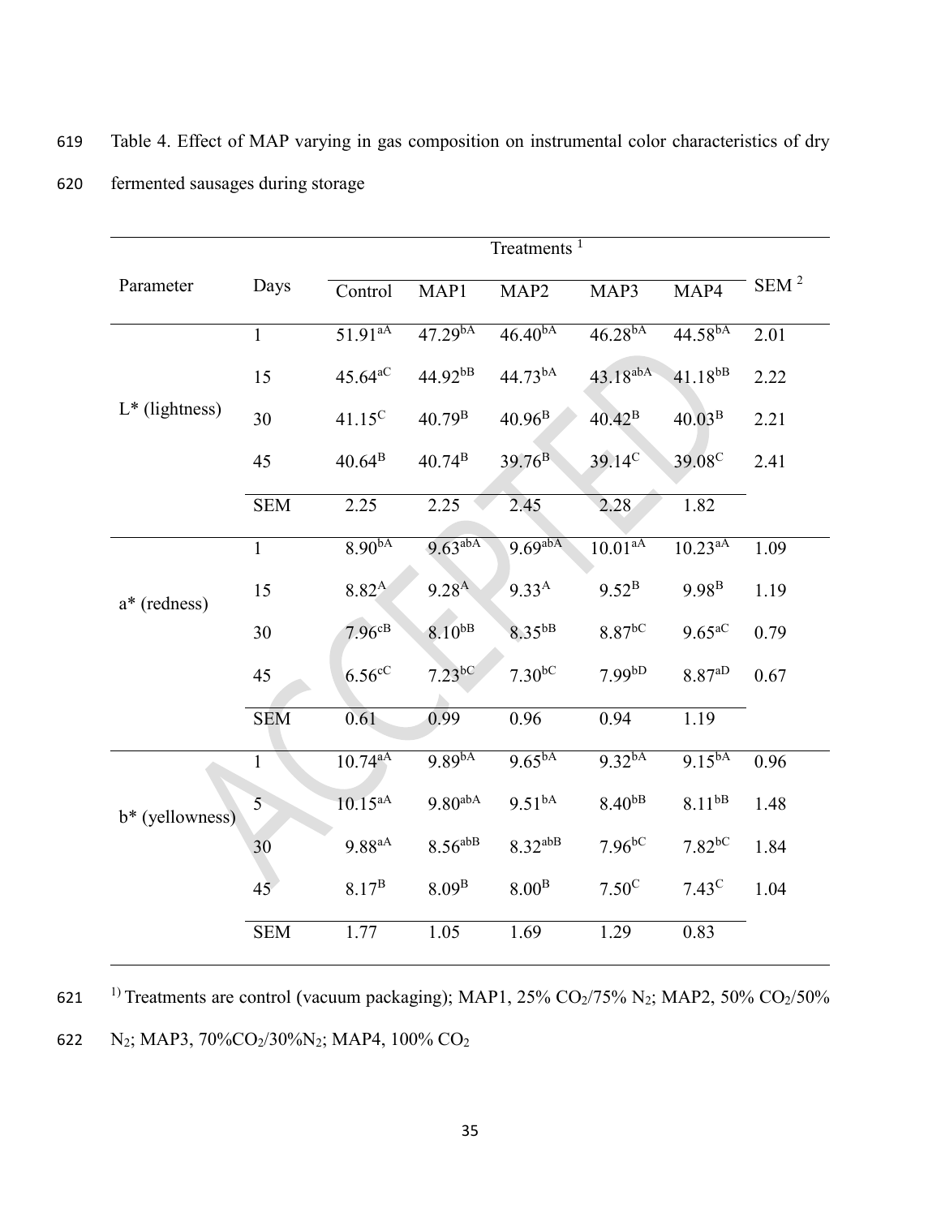Table 4. Effect of MAP varying in gas composition on instrumental color characteristics of dry fermented sausages during storage

| Parameter | Days | Treatments [1] | | | | | SEM [2] |
|---|---|---|---|---|---|---|---|
| | | Control | MAP1 | MAP2 | MAP3 | MAP4 | |
| L* (lightness) | 1 | $51.91^{aA}$ | $47.29^{bA}$ | $46.40^{bA}$ | $46.28^{bA}$ | $44.58^{bA}$ | 2.01 |
| | 15 | $45.64^{aC}$ | $44.92^{bB}$ | $44.73^{bA}$ | $43.18^{abA}$ | $41.18^{bB}$ | 2.22 |
| | 30 | $41.15^{C}$ | $40.79^{B}$ | $40.96^{B}$ | $40.42^{B}$ | $40.03^{B}$ | 2.21 |
| | 45 | $40.64^{B}$ | $40.74^{B}$ | $39.76^{B}$ | $39.14^{C}$ | $39.08^{C}$ | 2.41 |
| | SEM | 2.25 | 2.25 | 2.45 | 2.28 | 1.82 | |
| a* (redness) | 1 | $8.90^{bA}$ | $9.63^{abA}$ | $9.69^{abA}$ | $10.01^{aA}$ | $10.23^{aA}$ | 1.09 |
| | 15 | $8.82^{A}$ | $9.28^{A}$ | $9.33^{A}$ | $9.52^{B}$ | $9.98^{B}$ | 1.19 |
| | 30 | $7.96^{cB}$ | $8.10^{bB}$ | $8.35^{bB}$ | $8.87^{bC}$ | $9.65^{aC}$ | 0.79 |
| | 45 | $6.56^{cC}$ | $7.23^{bC}$ | $7.30^{bC}$ | $7.99^{bD}$ | $8.87^{aD}$ | 0.67 |
| | SEM | 0.61 | 0.99 | 0.96 | 0.94 | 1.19 | |
| b* (yellowness) | 1 | $10.74^{aA}$ | $9.89^{bA}$ | $9.65^{bA}$ | $9.32^{bA}$ | $9.15^{bA}$ | 0.96 |
| | 5 | $10.15^{aA}$ | $9.80^{abA}$ | $9.51^{bA}$ | $8.40^{bB}$ | $8.11^{bB}$ | 1.48 |
| | 30 | $9.88^{aA}$ | $8.56^{abB}$ | $8.32^{abB}$ | $7.96^{bC}$ | $7.82^{bC}$ | 1.84 |
| | 45 | $8.17^{B}$ | $8.09^{B}$ | $8.00^{B}$ | $7.50^{C}$ | $7.43^{C}$ | 1.04 |
| | SEM | 1.77 | 1.05 | 1.69 | 1.29 | 0.83 | |

[1)] Treatments are control (vacuum packaging); MAP1, 25% $CO_2$/75% $N_2$; MAP2, 50% $CO_2$/50% $N_2$; MAP3, 70%$CO_2$/30%$N_2$; MAP4, 100% $CO_2$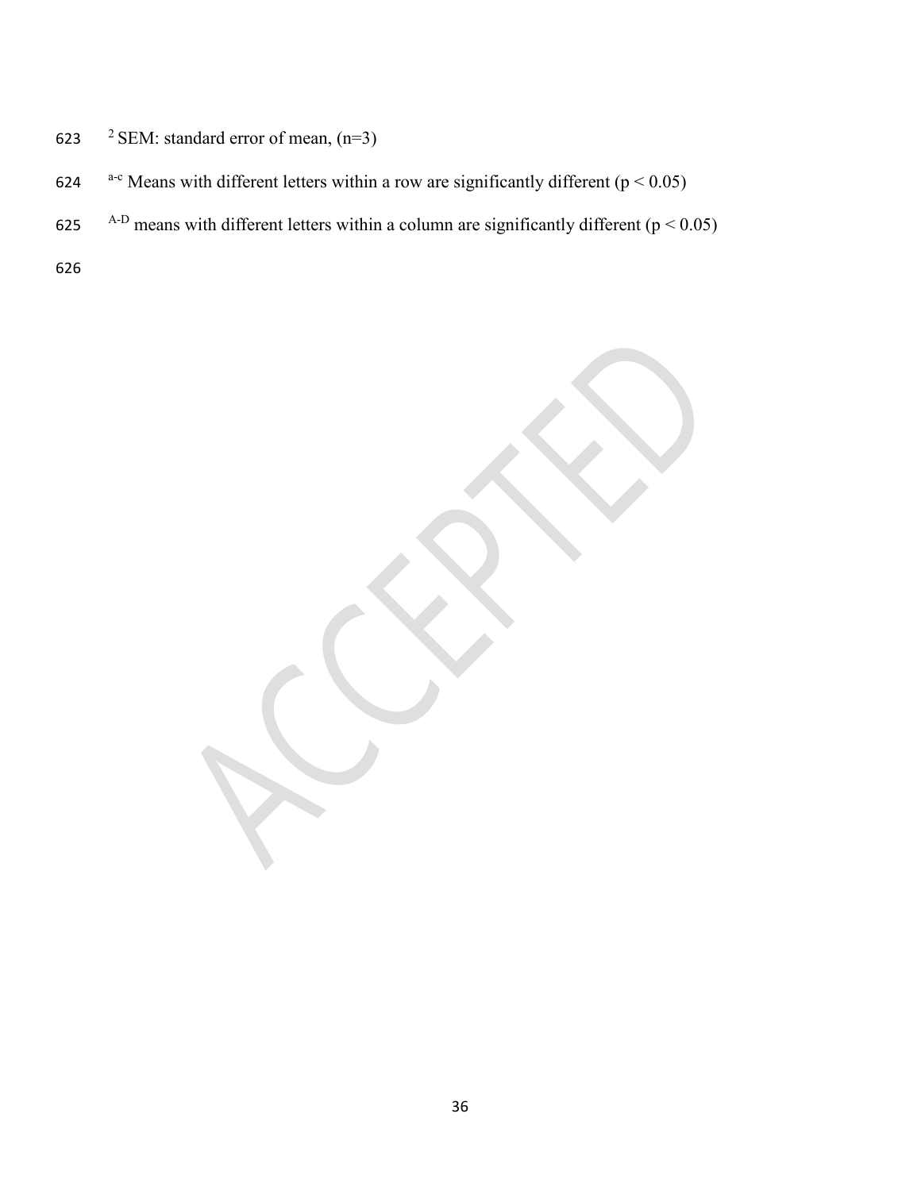[2] SEM: standard error of mean, (n=3)

[a-c] Means with different letters within a row are significantly different ($p < 0.05$)

[A-D] means with different letters within a column are significantly different ($p < 0.05$)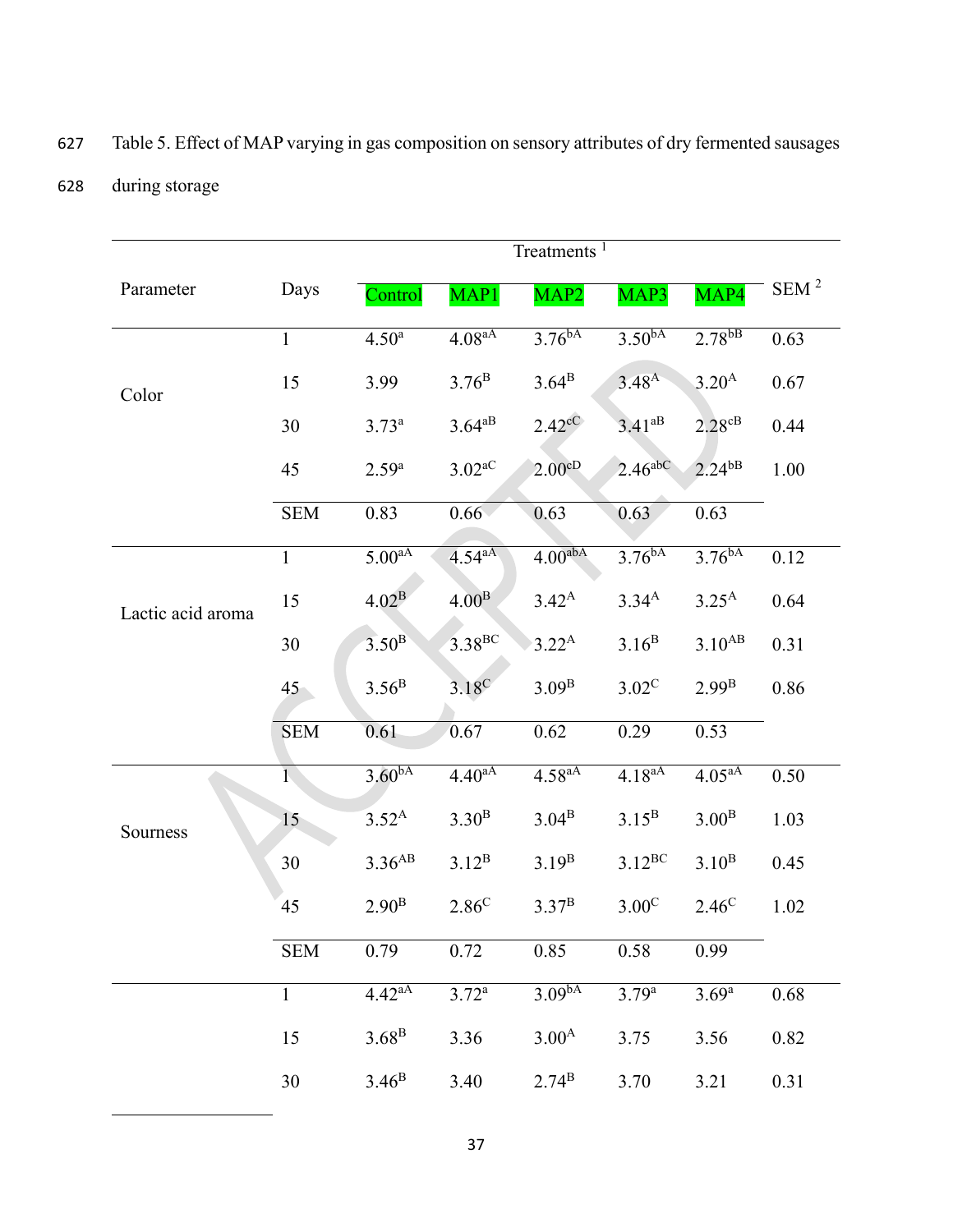Table 5. Effect of MAP varying in gas composition on sensory attributes of dry fermented sausages during storage

| Parameter | Days | Treatments [1] | | | | | SEM [2] |
|---|---|---|---|---|---|---|---|
| | | Control | MAP1 | MAP2 | MAP3 | MAP4 | |
| Color | 1 | $4.50^{a}$ | $4.08^{aA}$ | $3.76^{bA}$ | $3.50^{bA}$ | $2.78^{bB}$ | 0.63 |
| | 15 | 3.99 | $3.76^{B}$ | $3.64^{B}$ | $3.48^{A}$ | $3.20^{A}$ | 0.67 |
| | 30 | $3.73^{a}$ | $3.64^{aB}$ | $2.42^{cC}$ | $3.41^{aB}$ | $2.28^{cB}$ | 0.44 |
| | 45 | $2.59^{a}$ | $3.02^{aC}$ | $2.00^{cD}$ | $2.46^{abC}$ | $2.24^{bB}$ | 1.00 |
| | SEM | 0.83 | 0.66 | 0.63 | 0.63 | 0.63 | |
| Lactic acid aroma | 1 | $5.00^{aA}$ | $4.54^{aA}$ | $4.00^{abA}$ | $3.76^{bA}$ | $3.76^{bA}$ | 0.12 |
| | 15 | $4.02^{B}$ | $4.00^{B}$ | $3.42^{A}$ | $3.34^{A}$ | $3.25^{A}$ | 0.64 |
| | 30 | $3.50^{B}$ | $3.38^{BC}$ | $3.22^{A}$ | $3.16^{B}$ | $3.10^{AB}$ | 0.31 |
| | 45 | $3.56^{B}$ | $3.18^{C}$ | $3.09^{B}$ | $3.02^{C}$ | $2.99^{B}$ | 0.86 |
| | SEM | 0.61 | 0.67 | 0.62 | 0.29 | 0.53 | |
| Sourness | 1 | $3.60^{bA}$ | $4.40^{aA}$ | $4.58^{aA}$ | $4.18^{aA}$ | $4.05^{aA}$ | 0.50 |
| | 15 | $3.52^{A}$ | $3.30^{B}$ | $3.04^{B}$ | $3.15^{B}$ | $3.00^{B}$ | 1.03 |
| | 30 | $3.36^{AB}$ | $3.12^{B}$ | $3.19^{B}$ | $3.12^{BC}$ | $3.10^{B}$ | 0.45 |
| | 45 | $2.90^{B}$ | $2.86^{C}$ | $3.37^{B}$ | $3.00^{C}$ | $2.46^{C}$ | 1.02 |
| | SEM | 0.79 | 0.72 | 0.85 | 0.58 | 0.99 | |
| | 1 | $4.42^{aA}$ | $3.72^{a}$ | $3.09^{bA}$ | $3.79^{a}$ | $3.69^{a}$ | 0.68 |
| | 15 | $3.68^{B}$ | 3.36 | $3.00^{A}$ | 3.75 | 3.56 | 0.82 |
| | 30 | $3.46^{B}$ | 3.40 | $2.74^{B}$ | 3.70 | 3.21 | 0.31 |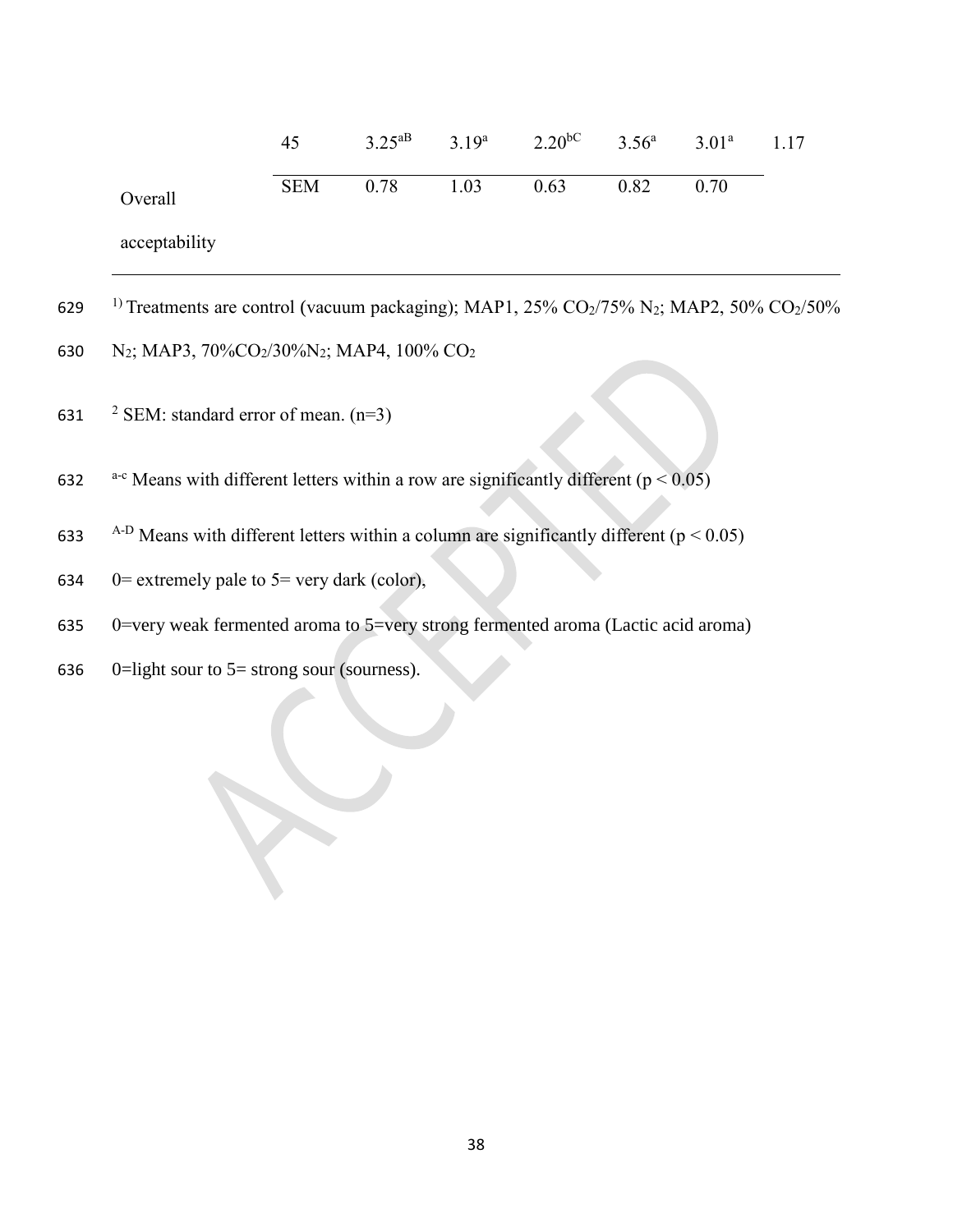| | | | | | | | |
|---|---|---|---|---|---|---|---|
| | 45 | 3.25[aB] | 3.19[a] | 2.20[bC] | 3.56[a] | 3.01[a] | 1.17 |
| Overall acceptability | SEM | 0.78 | 1.03 | 0.63 | 0.82 | 0.70 | |

[1)] Treatments are control (vacuum packaging); MAP1, 25% $CO_2$/75% $N_2$; MAP2, 50% $CO_2$/50% $N_2$; MAP3, 70%$CO_2$/30%$N_2$; MAP4, 100% $CO_2$

[2] SEM: standard error of mean. (n=3)

[a-c] Means with different letters within a row are significantly different ($p < 0.05$)

[A-D] Means with different letters within a column are significantly different ($p < 0.05$)

0= extremely pale to 5= very dark (color),

0=very weak fermented aroma to 5=very strong fermented aroma (Lactic acid aroma)

0=light sour to 5= strong sour (sourness).